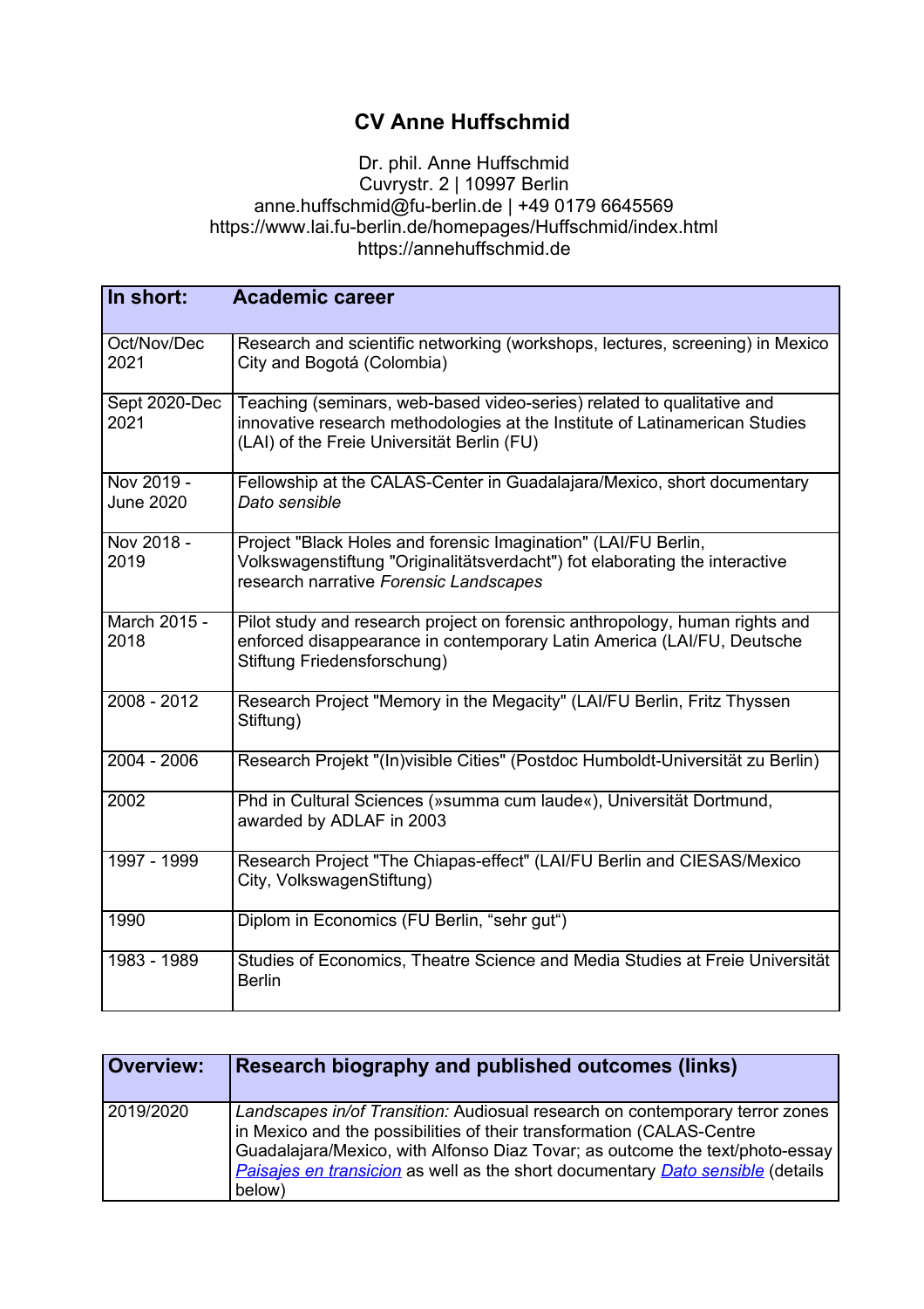# CV Anne Huffschmid

Dr. phil. Anne Huffschmid
Cuvrystr. 2 | 10997 Berlin
anne.huffschmid@fu-berlin.de | +49 0179 6645569
https://www.lai.fu-berlin.de/homepages/Huffschmid/index.html
https://annehuffschmid.de

| In short: | Academic career |
|---|---|
| Oct/Nov/Dec 2021 | Research and scientific networking (workshops, lectures, screening) in Mexico City and Bogotá (Colombia) |
| Sept 2020-Dec 2021 | Teaching (seminars, web-based video-series) related to qualitative and innovative research methodologies at the Institute of Latinamerican Studies (LAI) of the Freie Universität Berlin (FU) |
| Nov 2019 - June 2020 | Fellowship at the CALAS-Center in Guadalajara/Mexico, short documentary *Dato sensible* |
| Nov 2018 - 2019 | Project "Black Holes and forensic Imagination" (LAI/FU Berlin, Volkswagenstiftung "Originalitätsverdacht") fot elaborating the interactive research narrative *Forensic Landscapes* |
| March 2015 - 2018 | Pilot study and research project on forensic anthropology, human rights and enforced disappearance in contemporary Latin America (LAI/FU, Deutsche Stiftung Friedensforschung) |
| 2008 - 2012 | Research Project "Memory in the Megacity" (LAI/FU Berlin, Fritz Thyssen Stiftung) |
| 2004 - 2006 | Research Projekt "(In)visible Cities" (Postdoc Humboldt-Universität zu Berlin) |
| 2002 | Phd in Cultural Sciences (»summa cum laude«), Universität Dortmund, awarded by ADLAF in 2003 |
| 1997 - 1999 | Research Project "The Chiapas-effect" (LAI/FU Berlin and CIESAS/Mexico City, VolkswagenStiftung) |
| 1990 | Diplom in Economics (FU Berlin, "sehr gut") |
| 1983 - 1989 | Studies of Economics, Theatre Science and Media Studies at Freie Universität Berlin |

| Overview: | Research biography and published outcomes (links) |
|---|---|
| 2019/2020 | *Landscapes in/of Transition:* Audiosual research on contemporary terror zones in Mexico and the possibilities of their transformation (CALAS-Centre Guadalajara/Mexico, with Alfonso Diaz Tovar; as outcome the text/photo-essay *Paisajes en transicion* as well as the short documentary *Dato sensible* (details below) |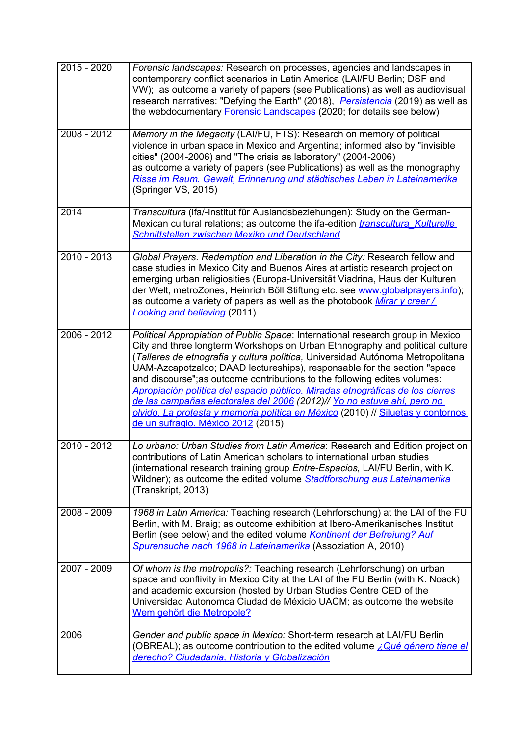| | |
|---|---|
| 2015 - 2020 | *Forensic landscapes:* Research on processes, agencies and landscapes in contemporary conflict scenarios in Latin America (LAI/FU Berlin; DSF and VW); as outcome a variety of papers (see Publications) as well as audiovisual research narratives: "Defying the Earth" (2018), *Persistencia* (2019) as well as the webdocumentary Forensic Landscapes (2020; for details see below) |
| 2008 - 2012 | *Memory in the Megacity* (LAI/FU, FTS): Research on memory of political violence in urban space in Mexico and Argentina; informed also by "invisible cities" (2004-2006) and "The crisis as laboratory" (2004-2006) as outcome a variety of papers (see Publications) as well as the monography *Risse im Raum. Gewalt, Erinnerung und städtisches Leben in Lateinamerika* (Springer VS, 2015) |
| 2014 | *Transcultura* (ifa/-Institut für Auslandsbeziehungen): Study on the German-Mexican cultural relations; as outcome the ifa-edition *transcultura_Kulturelle Schnittstellen zwischen Mexiko und Deutschland* |
| 2010 - 2013 | *Global Prayers. Redemption and Liberation in the City:* Research fellow and case studies in Mexico City and Buenos Aires at artistic research project on emerging urban religiosities (Europa-Universität Viadrina, Haus der Kulturen der Welt, metroZones, Heinrich Böll Stiftung etc. see www.globalprayers.info); as outcome a variety of papers as well as the photobook *Mirar y creer / Looking and believing* (2011) |
| 2006 - 2012 | *Political Appropiation of Public Space*: International research group in Mexico City and three longterm Workshops on Urban Ethnography and political culture (*Talleres de etnografia y cultura política,* Universidad Autónoma Metropolitana UAM-Azcapotzalco; DAAD lectureships), responsable for the section "space and discourse";as outcome contributions to the following edites volumes: *Apropiación política del espacio público. Miradas etnográficas de los cierres de las campañas electorales del 2006 (2012)// Yo no estuve ahí, pero no olvido. La protesta y memoria política en México* (2010) // Siluetas y contornos de un sufragio. México 2012 (2015) |
| 2010 - 2012 | *Lo urbano: Urban Studies from Latin America*: Research and Edition project on contributions of Latin American scholars to international urban studies (international research training group *Entre-Espacios,* LAI/FU Berlin, with K. Wildner); as outcome the edited volume *Stadtforschung aus Lateinamerika* (Transkript, 2013) |
| 2008 - 2009 | *1968 in Latin America:* Teaching research (Lehrforschung) at the LAI of the FU Berlin, with M. Braig; as outcome exhibition at Ibero-Amerikanisches Institut Berlin (see below) and the edited volume *Kontinent der Befreiung? Auf Spurensuche nach 1968 in Lateinamerika* (Assoziation A, 2010) |
| 2007 - 2009 | *Of whom is the metropolis?:* Teaching research (Lehrforschung) on urban space and conflivity in Mexico City at the LAI of the FU Berlin (with K. Noack) and academic excursion (hosted by Urban Studies Centre CED of the Universidad Autonomca Ciudad de Méxicio UACM; as outcome the website Wem gehört die Metropole? |
| 2006 | *Gender and public space in Mexico:* Short-term research at LAI/FU Berlin (OBREAL); as outcome contribution to the edited volume *¿Qué género tiene el derecho? Ciudadania, Historia y Globalización* |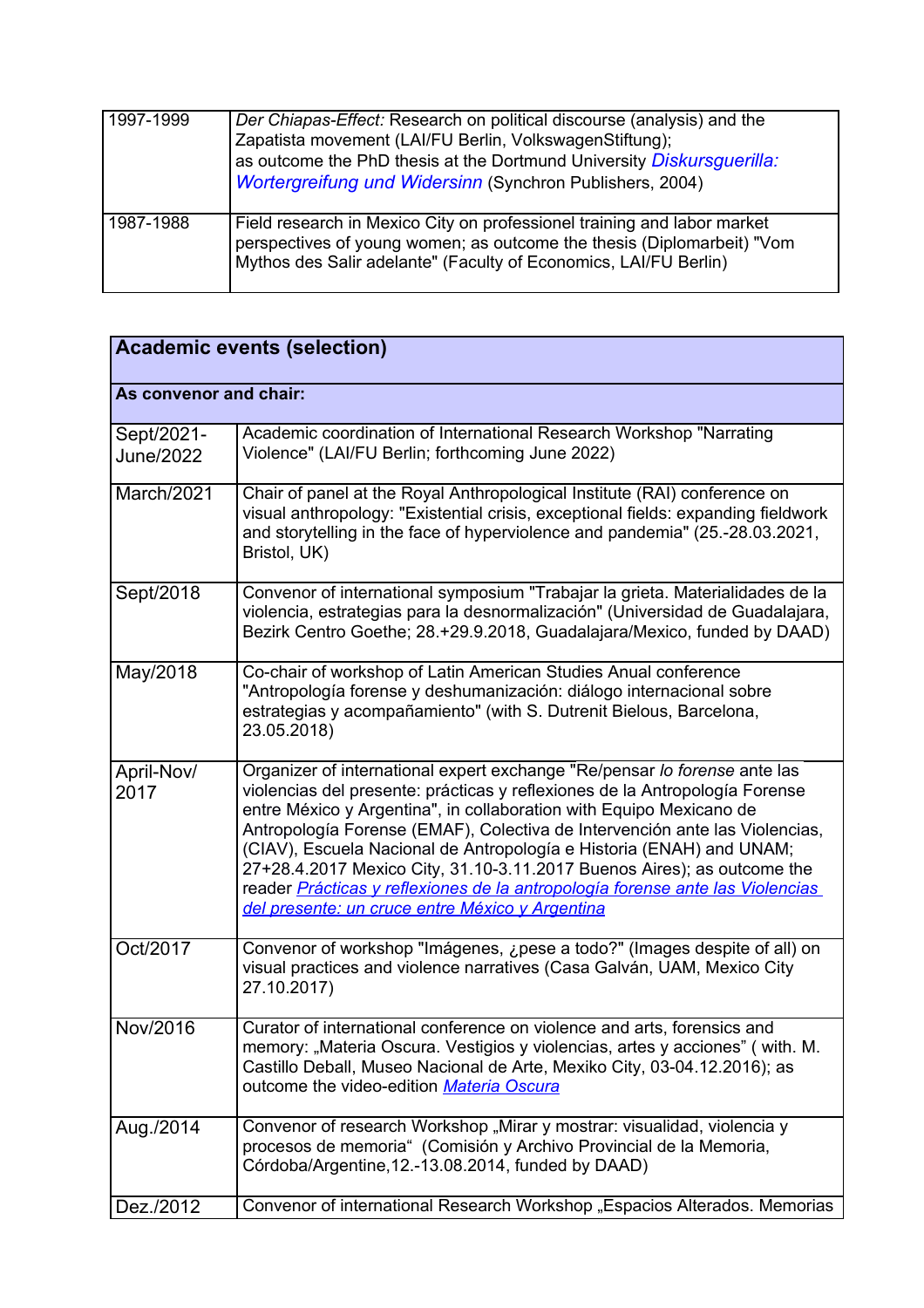| | |
|---|---|
| 1997-1999 | *Der Chiapas-Effect:* Research on political discourse (analysis) and the Zapatista movement (LAI/FU Berlin, VolkswagenStiftung); as outcome the PhD thesis at the Dortmund University *Diskursguerilla: Wortergreifung und Widersinn* (Synchron Publishers, 2004) |
| 1987-1988 | Field research in Mexico City on professionel training and labor market perspectives of young women; as outcome the thesis (Diplomarbeit) "Vom Mythos des Salir adelante" (Faculty of Economics, LAI/FU Berlin) |

| **Academic events (selection)** | |
|---|---|
| **As convenor and chair:** | |
| Sept/2021-June/2022 | Academic coordination of International Research Workshop "Narrating Violence" (LAI/FU Berlin; forthcoming June 2022) |
| March/2021 | Chair of panel at the Royal Anthropological Institute (RAI) conference on visual anthropology: "Existential crisis, exceptional fields: expanding fieldwork and storytelling in the face of hyperviolence and pandemia" (25.-28.03.2021, Bristol, UK) |
| Sept/2018 | Convenor of international symposium "Trabajar la grieta. Materialidades de la violencia, estrategias para la desnormalización" (Universidad de Guadalajara, Bezirk Centro Goethe; 28.+29.9.2018, Guadalajara/Mexico, funded by DAAD) |
| May/2018 | Co-chair of workshop of Latin American Studies Anual conference "Antropología forense y deshumanización: diálogo internacional sobre estrategias y acompañamiento" (with S. Dutrenit Bielous, Barcelona, 23.05.2018) |
| April-Nov/ 2017 | Organizer of international expert exchange "Re/pensar *lo forense* ante las violencias del presente: prácticas y reflexiones de la Antropología Forense entre México y Argentina", in collaboration with Equipo Mexicano de Antropología Forense (EMAF), Colectiva de Intervención ante las Violencias, (CIAV), Escuela Nacional de Antropología e Historia (ENAH) and UNAM; 27+28.4.2017 Mexico City, 31.10-3.11.2017 Buenos Aires); as outcome the reader *Prácticas y reflexiones de la antropología forense ante las Violencias del presente: un cruce entre México y Argentina* |
| Oct/2017 | Convenor of workshop "Imágenes, ¿pese a todo?" (Images despite of all) on visual practices and violence narratives (Casa Galván, UAM, Mexico City 27.10.2017) |
| Nov/2016 | Curator of international conference on violence and arts, forensics and memory: „Materia Oscura. Vestigios y violencias, artes y acciones" ( with. M. Castillo Deball, Museo Nacional de Arte, Mexiko City, 03-04.12.2016); as outcome the video-edition *Materia Oscura* |
| Aug./2014 | Convenor of research Workshop „Mirar y mostrar: visualidad, violencia y procesos de memoria" (Comisión y Archivo Provincial de la Memoria, Córdoba/Argentine,12.-13.08.2014, funded by DAAD) |
| Dez./2012 | Convenor of international Research Workshop „Espacios Alterados. Memorias |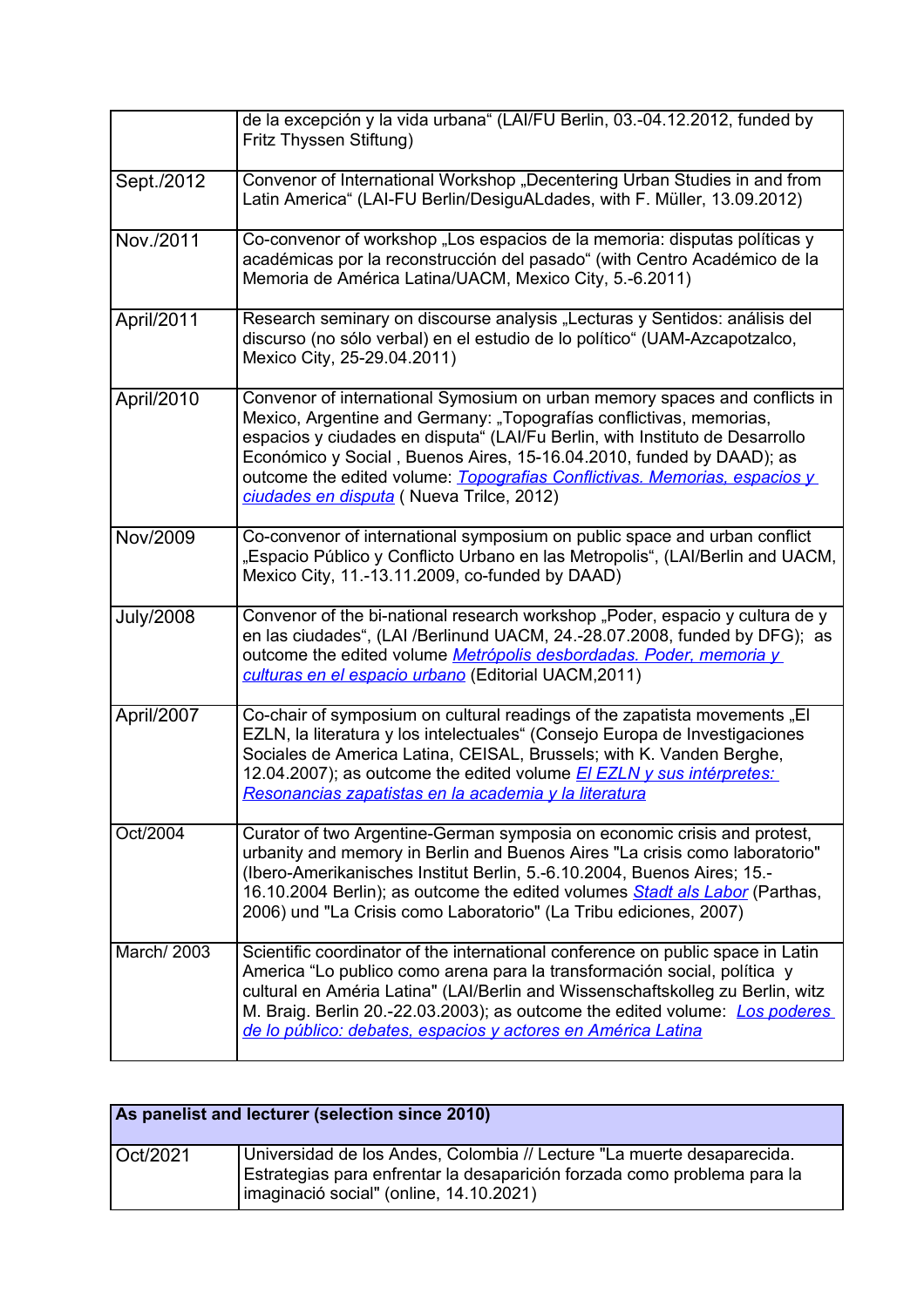| | |
|---|---|
| | de la excepción y la vida urbana" (LAI/FU Berlin, 03.-04.12.2012, funded by Fritz Thyssen Stiftung) |
| Sept./2012 | Convenor of International Workshop „Decentering Urban Studies in and from Latin America" (LAI-FU Berlin/DesiguALdades, with F. Müller, 13.09.2012) |
| Nov./2011 | Co-convenor of workshop „Los espacios de la memoria: disputas políticas y académicas por la reconstrucción del pasado" (with Centro Académico de la Memoria de América Latina/UACM, Mexico City, 5.-6.2011) |
| April/2011 | Research seminar on discourse analysis „Lecturas y Sentidos: análisis del discurso (no sólo verbal) en el estudio de lo político" (UAM-Azcapotzalco, Mexico City, 25-29.04.2011) |
| April/2010 | Convenor of international Symosium on urban memory spaces and conflicts in Mexico, Argentine and Germany: „Topografías conflictivas, memorias, espacios y ciudades en disputa" (LAI/Fu Berlin, with Instituto de Desarrollo Económico y Social , Buenos Aires, 15-16.04.2010, funded by DAAD); as outcome the edited volume: *Topografias Conflictivas. Memorias, espacios y ciudades en disputa* ( Nueva Trilce, 2012) |
| Nov/2009 | Co-convenor of international symposium on public space and urban conflict „Espacio Público y Conflicto Urbano en las Metropolis", (LAI/Berlin and UACM, Mexico City, 11.-13.11.2009, co-funded by DAAD) |
| July/2008 | Convenor of the bi-national research workshop „Poder, espacio y cultura de y en las ciudades", (LAI /Berlinund UACM, 24.-28.07.2008, funded by DFG); as outcome the edited volume *Metrópolis desbordadas. Poder, memoria y culturas en el espacio urbano* (Editorial UACM,2011) |
| April/2007 | Co-chair of symposium on cultural readings of the zapatista movements „El EZLN, la literatura y los intelectuales" (Consejo Europa de Investigaciones Sociales de America Latina, CEISAL, Brussels; with K. Vanden Berghe, 12.04.2007); as outcome the edited volume *El EZLN y sus intérpretes: Resonancias zapatistas en la academia y la literatura* |
| Oct/2004 | Curator of two Argentine-German symposia on economic crisis and protest, urbanity and memory in Berlin and Buenos Aires "La crisis como laboratorio" (Ibero-Amerikanisches Institut Berlin, 5.-6.10.2004, Buenos Aires; 15.-16.10.2004 Berlin); as outcome the edited volumes *Stadt als Labor* (Parthas, 2006) und "La Crisis como Laboratorio" (La Tribu ediciones, 2007) |
| March/ 2003 | Scientific coordinator of the international conference on public space in Latin America "Lo publico como arena para la transformación social, política y cultural en Améria Latina" (LAI/Berlin and Wissenschaftskolleg zu Berlin, witz M. Braig. Berlin 20.-22.03.2003); as outcome the edited volume: *Los poderes de lo público: debates, espacios y actores en América Latina* |

| **As panelist and lecturer (selection since 2010)** | |
|---|---|
| Oct/2021 | Universidad de los Andes, Colombia // Lecture "La muerte desaparecida. Estrategias para enfrentar la desaparición forzada como problema para la imaginació social" (online, 14.10.2021) |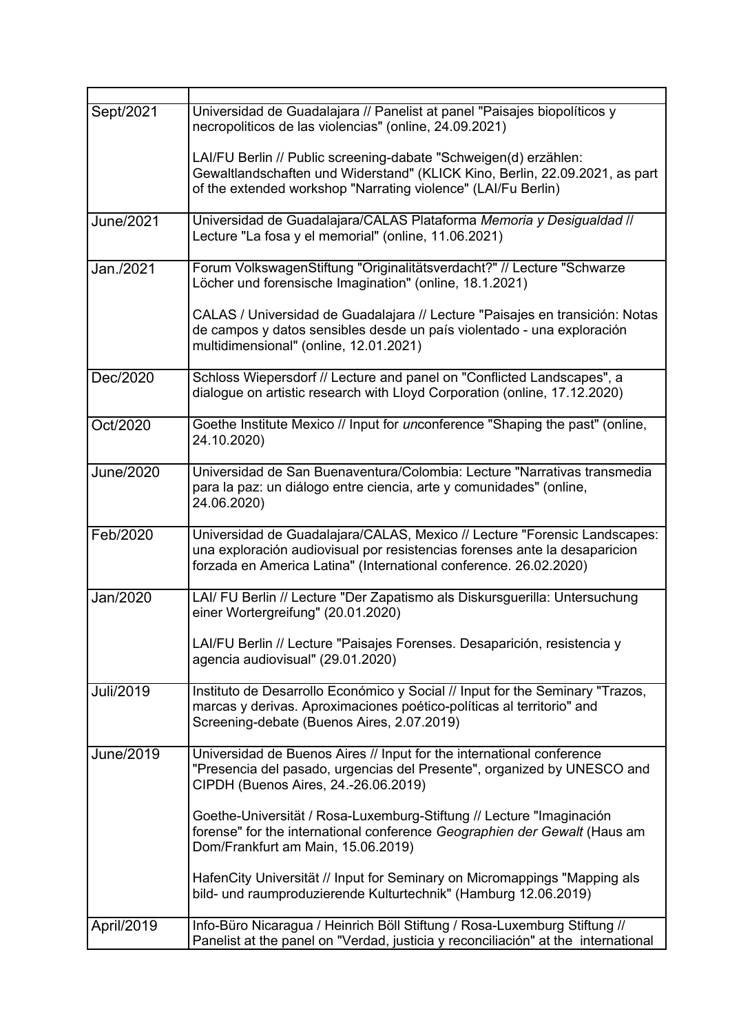| | |
|---|---|
| Sept/2021 | Universidad de Guadalajara // Panelist at panel "Paisajes biopolíticos y necropoliticos de las violencias" (online, 24.09.2021)<br><br>LAI/FU Berlin // Public screening-dabate "Schweigen(d) erzählen: Gewaltlandschaften und Widerstand" (KLICK Kino, Berlin, 22.09.2021, as part of the extended workshop "Narrating violence" (LAI/Fu Berlin) |
| June/2021 | Universidad de Guadalajara/CALAS Plataforma *Memoria y Desigualdad* // Lecture "La fosa y el memorial" (online, 11.06.2021) |
| Jan./2021 | Forum VolkswagenStiftung "Originalitätsverdacht?" // Lecture "Schwarze Löcher und forensische Imagination" (online, 18.1.2021)<br><br>CALAS / Universidad de Guadalajara // Lecture "Paisajes en transición: Notas de campos y datos sensibles desde un país violentado - una exploración multidimensional" (online, 12.01.2021) |
| Dec/2020 | Schloss Wiepersdorf // Lecture and panel on "Conflicted Landscapes", a dialogue on artistic research with Lloyd Corporation (online, 17.12.2020) |
| Oct/2020 | Goethe Institute Mexico // Input for *un*conference "Shaping the past" (online, 24.10.2020) |
| June/2020 | Universidad de San Buenaventura/Colombia: Lecture "Narrativas transmedia para la paz: un diálogo entre ciencia, arte y comunidades" (online, 24.06.2020) |
| Feb/2020 | Universidad de Guadalajara/CALAS, Mexico // Lecture "Forensic Landscapes: una exploración audiovisual por resistencias forenses ante la desaparicion forzada en America Latina" (International conference. 26.02.2020) |
| Jan/2020 | LAI/ FU Berlin // Lecture "Der Zapatismo als Diskursguerilla: Untersuchung einer Wortergreifung" (20.01.2020)<br><br>LAI/FU Berlin // Lecture "Paisajes Forenses. Desaparición, resistencia y agencia audiovisual" (29.01.2020) |
| Juli/2019 | Instituto de Desarrollo Económico y Social // Input for the Seminary "Trazos, marcas y derivas. Aproximaciones poético-políticas al territorio" and Screening-debate (Buenos Aires, 2.07.2019) |
| June/2019 | Universidad de Buenos Aires // Input for the international conference "Presencia del pasado, urgencias del Presente", organized by UNESCO and CIPDH (Buenos Aires, 24.-26.06.2019)<br><br>Goethe-Universität / Rosa-Luxemburg-Stiftung // Lecture "Imaginación forense" for the international conference *Geographien der Gewalt* (Haus am Dom/Frankfurt am Main, 15.06.2019)<br><br>HafenCity Universität // Input for Seminary on Micromappings "Mapping als bild- und raumproduzierende Kulturtechnik" (Hamburg 12.06.2019) |
| April/2019 | Info-Büro Nicaragua / Heinrich Böll Stiftung / Rosa-Luxemburg Stiftung // Panelist at the panel on "Verdad, justicia y reconciliación" at the international |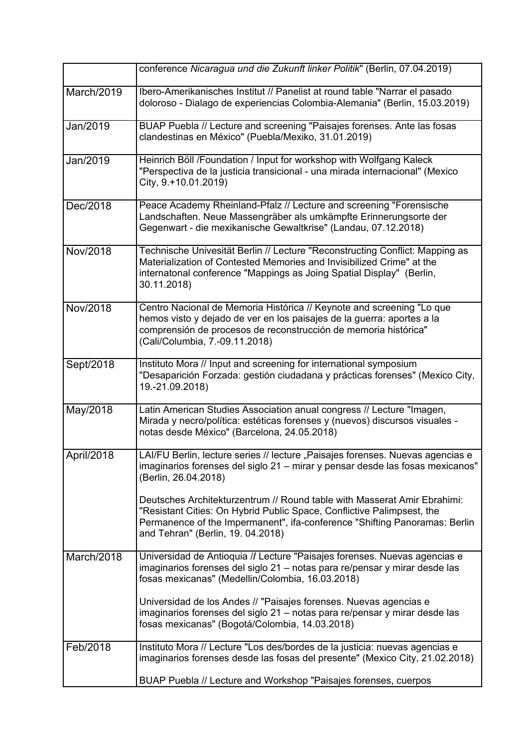| | |
|---|---|
| | conference *Nicaragua und die Zukunft linker Politik*" (Berlin, 07.04.2019) |
| March/2019 | Ibero-Amerikanisches Institut // Panelist at round table "Narrar el pasado doloroso - Dialago de experiencias Colombia-Alemania" (Berlin, 15.03.2019) |
| Jan/2019 | BUAP Puebla // Lecture and screening "Paisajes forenses. Ante las fosas clandestinas en México" (Puebla/Mexiko, 31.01.2019) |
| Jan/2019 | Heinrich Böll /Foundation / Input for workshop with Wolfgang Kaleck "Perspectiva de la justicia transicional - una mirada internacional" (Mexico City, 9.+10.01.2019) |
| Dec/2018 | Peace Academy Rheinland-Pfalz // Lecture and screening "Forensische Landschaften. Neue Massengräber als umkämpfte Erinnerungsorte der Gegenwart - die mexikanische Gewaltkrise" (Landau, 07.12.2018) |
| Nov/2018 | Technische Univesität Berlin // Lecture "Reconstructing Conflict: Mapping as Materialization of Contested Memories and Invisibilized Crime" at the internatonal conference "Mappings as Joing Spatial Display" (Berlin, 30.11.2018) |
| Nov/2018 | Centro Nacional de Memoria Histórica // Keynote and screening "Lo que hemos visto y dejado de ver en los paisajes de la guerra: aportes a la comprensión de procesos de reconstrucción de memoria histórica" (Cali/Columbia, 7.-09.11.2018) |
| Sept/2018 | Instituto Mora // Input and screening for international symposium "Desaparición Forzada: gestión ciudadana y prácticas forenses" (Mexico City, 19.-21.09.2018) |
| May/2018 | Latin American Studies Association anual congress // Lecture "Imagen, Mirada y necro/política: estéticas forenses y (nuevos) discursos visuales - notas desde México" (Barcelona, 24.05.2018) |
| April/2018 | LAI/FU Berlin, lecture series // lecture „Paisajes forenses. Nuevas agencias e imaginarios forenses del siglo 21 – mirar y pensar desde las fosas mexicanos" (Berlin, 26.04.2018)<br><br>Deutsches Architekturzentrum // Round table with Masserat Amir Ebrahimi: "Resistant Cities: On Hybrid Public Space, Conflictive Palimpsest, the Permanence of the Impermanent", ifa-conference "Shifting Panoramas: Berlin and Tehran" (Berlin, 19. 04.2018) |
| March/2018 | Universidad de Antioquia // Lecture "Paisajes forenses. Nuevas agencias e imaginarios forenses del siglo 21 – notas para re/pensar y mirar desde las fosas mexicanas" (Medellin/Colombia, 16.03.2018)<br><br>Universidad de los Andes // "Paisajes forenses. Nuevas agencias e imaginarios forenses del siglo 21 – notas para re/pensar y mirar desde las fosas mexicanas" (Bogotá/Colombia, 14.03.2018) |
| Feb/2018 | Instituto Mora // Lecture "Los des/bordes de la justicia: nuevas agencias e imaginarios forenses desde las fosas del presente" (Mexico City, 21.02.2018)<br><br>BUAP Puebla // Lecture and Workshop "Paisajes forenses, cuerpos |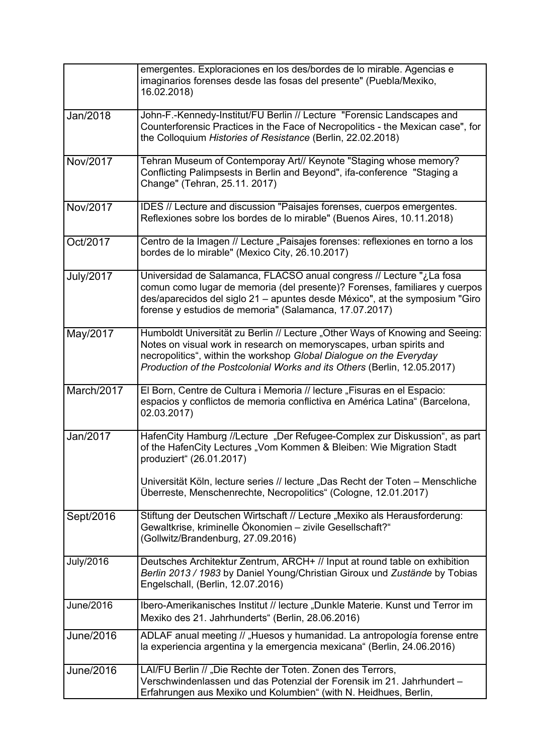| | |
|---|---|
| | emergentes. Exploraciones en los des/bordes de lo mirable. Agencias e imaginarios forenses desde las fosas del presente" (Puebla/Mexiko, 16.02.2018) |
| Jan/2018 | John-F.-Kennedy-Institut/FU Berlin // Lecture "Forensic Landscapes and Counterforensic Practices in the Face of Necropolitics - the Mexican case", for the Colloquium *Histories of Resistance* (Berlin, 22.02.2018) |
| Nov/2017 | Tehran Museum of Contemporay Art// Keynote "Staging whose memory? Conflicting Palimpsests in Berlin and Beyond", ifa-conference "Staging a Change" (Tehran, 25.11. 2017) |
| Nov/2017 | IDES // Lecture and discussion "Paisajes forenses, cuerpos emergentes. Reflexiones sobre los bordes de lo mirable" (Buenos Aires, 10.11.2018) |
| Oct/2017 | Centro de la Imagen // Lecture „Paisajes forenses: reflexiones en torno a los bordes de lo mirable" (Mexico City, 26.10.2017) |
| July/2017 | Universidad de Salamanca, FLACSO anual congress // Lecture "¿La fosa comun como lugar de memoria (del presente)? Forenses, familiares y cuerpos des/aparecidos del siglo 21 – apuntes desde México", at the symposium "Giro forense y estudios de memoria" (Salamanca, 17.07.2017) |
| May/2017 | Humboldt Universität zu Berlin // Lecture „Other Ways of Knowing and Seeing: Notes on visual work in research on memoryscapes, urban spirits and necropolitics", within the workshop *Global Dialogue on the Everyday Production of the Postcolonial Works and its Others* (Berlin, 12.05.2017) |
| March/2017 | El Born, Centre de Cultura i Memoria // lecture „Fisuras en el Espacio: espacios y conflictos de memoria conflictiva en América Latina" (Barcelona, 02.03.2017) |
| Jan/2017 | HafenCity Hamburg //Lecture „Der Refugee-Complex zur Diskussion", as part of the HafenCity Lectures „Vom Kommen & Bleiben: Wie Migration Stadt produziert" (26.01.2017)<br><br>Universität Köln, lecture series // lecture „Das Recht der Toten – Menschliche Überreste, Menschenrechte, Necropolitics" (Cologne, 12.01.2017) |
| Sept/2016 | Stiftung der Deutschen Wirtschaft // Lecture „Mexiko als Herausforderung: Gewaltkrise, kriminelle Ökonomien – zivile Gesellschaft?" (Gollwitz/Brandenburg, 27.09.2016) |
| July/2016 | Deutsches Architektur Zentrum, ARCH+ // Input at round table on exhibition *Berlin 2013 / 1983* by Daniel Young/Christian Giroux und *Zustände* by Tobias Engelschall, (Berlin, 12.07.2016) |
| June/2016 | Ibero-Amerikanisches Institut // lecture „Dunkle Materie. Kunst und Terror im Mexiko des 21. Jahrhunderts" (Berlin, 28.06.2016) |
| June/2016 | ADLAF anual meeting // „Huesos y humanidad. La antropología forense entre la experiencia argentina y la emergencia mexicana" (Berlin, 24.06.2016) |
| June/2016 | LAI/FU Berlin // „Die Rechte der Toten. Zonen des Terrors, Verschwindenlassen und das Potenzial der Forensik im 21. Jahrhundert – Erfahrungen aus Mexiko und Kolumbien" (with N. Heidhues, Berlin, |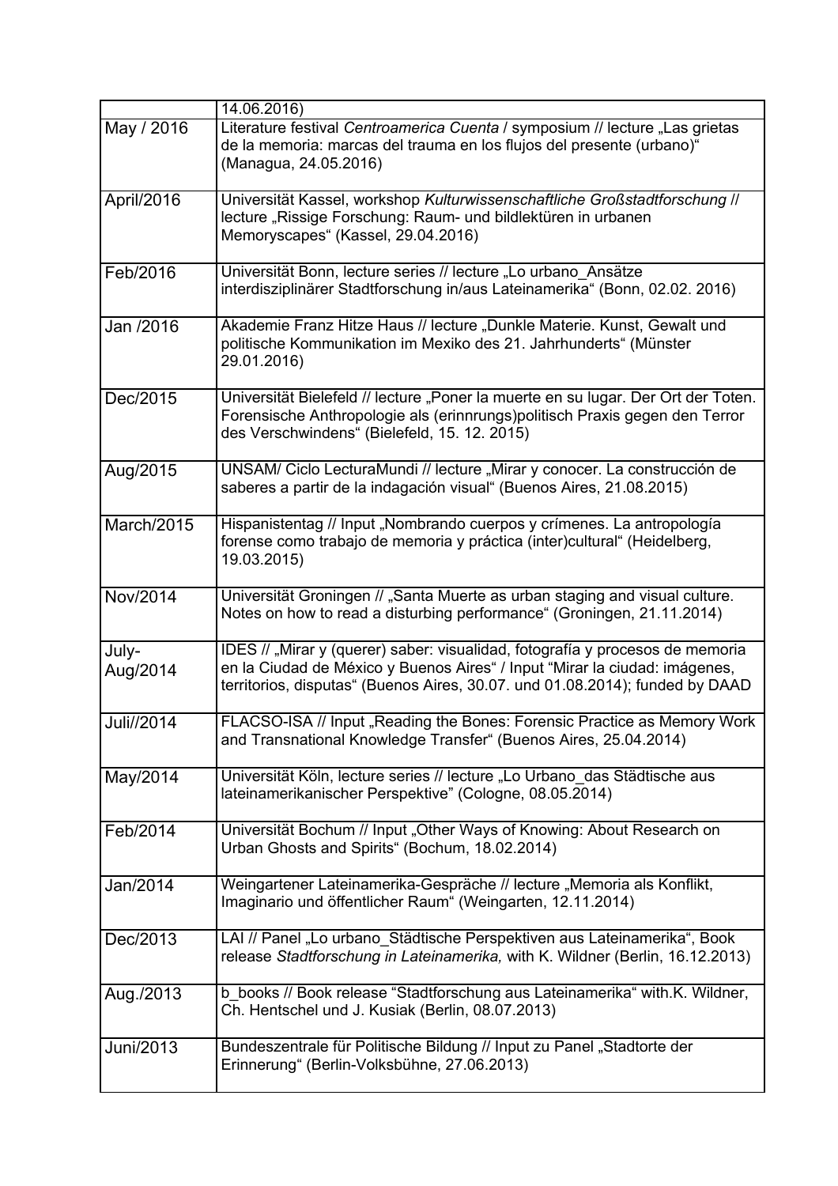| | |
|---|---|
| | 14.06.2016) |
| May / 2016 | Literature festival *Centroamerica Cuenta* / symposium // lecture „Las grietas de la memoria: marcas del trauma en los flujos del presente (urbano)“ (Managua, 24.05.2016) |
| April/2016 | Universität Kassel, workshop *Kulturwissenschaftliche Großstadtforschung* // lecture „Rissige Forschung: Raum- und bildlektüren in urbanen Memoryscapes“ (Kassel, 29.04.2016) |
| Feb/2016 | Universität Bonn, lecture series // lecture „Lo urbano_Ansätze interdisziplinärer Stadtforschung in/aus Lateinamerika“ (Bonn, 02.02. 2016) |
| Jan /2016 | Akademie Franz Hitze Haus // lecture „Dunkle Materie. Kunst, Gewalt und politische Kommunikation im Mexiko des 21. Jahrhunderts“ (Münster 29.01.2016) |
| Dec/2015 | Universität Bielefeld // lecture „Poner la muerte en su lugar. Der Ort der Toten. Forensische Anthropologie als (erinnrungs)politisch Praxis gegen den Terror des Verschwindens“ (Bielefeld, 15. 12. 2015) |
| Aug/2015 | UNSAM/ Ciclo LecturaMundi // lecture „Mirar y conocer. La construcción de saberes a partir de la indagación visual“ (Buenos Aires, 21.08.2015) |
| March/2015 | Hispanistentag // Input „Nombrando cuerpos y crímenes. La antropología forense como trabajo de memoria y práctica (inter)cultural“ (Heidelberg, 19.03.2015) |
| Nov/2014 | Universität Groningen // „Santa Muerte as urban staging and visual culture. Notes on how to read a disturbing performance“ (Groningen, 21.11.2014) |
| July-Aug/2014 | IDES // „Mirar y (querer) saber: visualidad, fotografía y procesos de memoria en la Ciudad de México y Buenos Aires“ / Input “Mirar la ciudad: imágenes, territorios, disputas“ (Buenos Aires, 30.07. und 01.08.2014); funded by DAAD |
| Juli//2014 | FLACSO-ISA // Input „Reading the Bones: Forensic Practice as Memory Work and Transnational Knowledge Transfer“ (Buenos Aires, 25.04.2014) |
| May/2014 | Universität Köln, lecture series // lecture „Lo Urbano_das Städtische aus lateinamerikanischer Perspektive” (Cologne, 08.05.2014) |
| Feb/2014 | Universität Bochum // Input „Other Ways of Knowing: About Research on Urban Ghosts and Spirits“ (Bochum, 18.02.2014) |
| Jan/2014 | Weingartener Lateinamerika-Gespräche // lecture „Memoria als Konflikt, Imaginario und öffentlicher Raum“ (Weingarten, 12.11.2014) |
| Dec/2013 | LAI // Panel „Lo urbano_Städtische Perspektiven aus Lateinamerika“, Book release *Stadtforschung in Lateinamerika,* with K. Wildner (Berlin, 16.12.2013) |
| Aug./2013 | b_books // Book release “Stadtforschung aus Lateinamerika“ with.K. Wildner, Ch. Hentschel und J. Kusiak (Berlin, 08.07.2013) |
| Juni/2013 | Bundeszentrale für Politische Bildung // Input zu Panel „Stadtorte der Erinnerung“ (Berlin-Volksbühne, 27.06.2013) |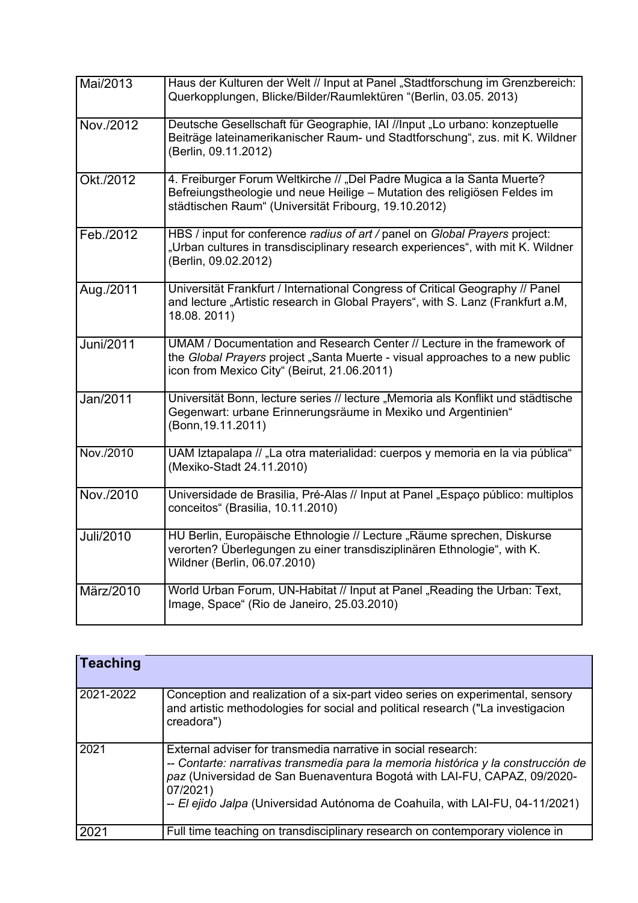| | |
|---|---|
| Mai/2013 | Haus der Kulturen der Welt // Input at Panel „Stadtforschung im Grenzbereich: Querkopplungen, Blicke/Bilder/Raumlektüren "(Berlin, 03.05. 2013) |
| Nov./2012 | Deutsche Gesellschaft für Geographie, IAI //Input „Lo urbano: konzeptuelle Beiträge lateinamerikanischer Raum- und Stadtforschung", zus. mit K. Wildner (Berlin, 09.11.2012) |
| Okt./2012 | 4. Freiburger Forum Weltkirche // „Del Padre Mugica a la Santa Muerte? Befreiungstheologie und neue Heilige – Mutation des religiösen Feldes im städtischen Raum" (Universität Fribourg, 19.10.2012) |
| Feb./2012 | HBS / input for conference *radius of art /* panel on *Global Prayers* project: „Urban cultures in transdisciplinary research experiences", with mit K. Wildner (Berlin, 09.02.2012) |
| Aug./2011 | Universität Frankfurt / International Congress of Critical Geography // Panel and lecture „Artistic research in Global Prayers", with S. Lanz (Frankfurt a.M, 18.08. 2011) |
| Juni/2011 | UMAM / Documentation and Research Center // Lecture in the framework of the *Global Prayers* project „Santa Muerte - visual approaches to a new public icon from Mexico City" (Beirut, 21.06.2011) |
| Jan/2011 | Universität Bonn, lecture series // lecture „Memoria als Konflikt und städtische Gegenwart: urbane Erinnerungsräume in Mexiko und Argentinien" (Bonn,19.11.2011) |
| Nov./2010 | UAM Iztapalapa // „La otra materialidad: cuerpos y memoria en la via pública" (Mexiko-Stadt 24.11.2010) |
| Nov./2010 | Universidade de Brasilia, Pré-Alas // Input at Panel „Espaço público: multiplos conceitos" (Brasilia, 10.11.2010) |
| Juli/2010 | HU Berlin, Europäische Ethnologie // Lecture „Räume sprechen, Diskurse verorten? Überlegungen zu einer transdisziplinären Ethnologie", with K. Wildner (Berlin, 06.07.2010) |
| März/2010 | World Urban Forum, UN-Habitat // Input at Panel „Reading the Urban: Text, Image, Space" (Rio de Janeiro, 25.03.2010) |

| **Teaching** | |
|---|---|
| 2021-2022 | Conception and realization of a six-part video series on experimental, sensory and artistic methodologies for social and political research ("La investigacion creadora") |
| 2021 | External adviser for transmedia narrative in social research:<br>-- *Contarte: narrativas transmedia para la memoria histórica y la construcción de paz* (Universidad de San Buenaventura Bogotá with LAI-FU, CAPAZ, 09/2020-07/2021)<br>-- *El ejido Jalpa* (Universidad Autónoma de Coahuila, with LAI-FU, 04-11/2021) |
| 2021 | Full time teaching on transdisciplinary research on contemporary violence in |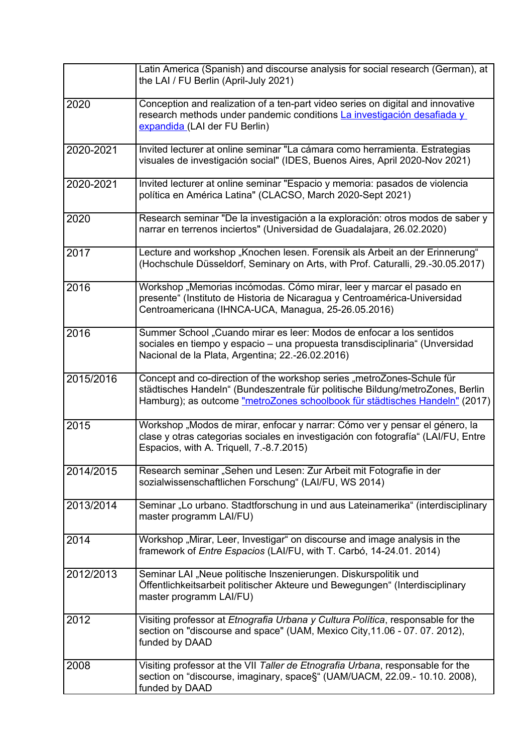| | |
|---|---|
| | Latin America (Spanish) and discourse analysis for social research (German), at the LAI / FU Berlin (April-July 2021) |
| 2020 | Conception and realization of a ten-part video series on digital and innovative research methods under pandemic conditions [La investigación desafiada y expandida ](LAI der FU Berlin) |
| 2020-2021 | Invited lecturer at online seminar "La cámara como herramienta. Estrategias visuales de investigación social" (IDES, Buenos Aires, April 2020-Nov 2021) |
| 2020-2021 | Invited lecturer at online seminar "Espacio y memoria: pasados de violencia política en América Latina" (CLACSO, March 2020-Sept 2021) |
| 2020 | Research seminar "De la investigación a la exploración: otros modos de saber y narrar en terrenos inciertos" (Universidad de Guadalajara, 26.02.2020) |
| 2017 | Lecture and workshop „Knochen lesen. Forensik als Arbeit an der Erinnerung" (Hochschule Düsseldorf, Seminary on Arts, with Prof. Caturalli, 29.-30.05.2017) |
| 2016 | Workshop „Memorias incómodas. Cómo mirar, leer y marcar el pasado en presente" (Instituto de Historia de Nicaragua y Centroamérica-Universidad Centroamericana (IHNCA-UCA, Managua, 25-26.05.2016) |
| 2016 | Summer School „Cuando mirar es leer: Modos de enfocar a los sentidos sociales en tiempo y espacio – una propuesta transdisciplinaria" (Unversidad Nacional de la Plata, Argentina; 22.-26.02.2016) |
| 2015/2016 | Concept and co-direction of the workshop series „metroZones-Schule für städtisches Handeln" (Bundeszentrale für politische Bildung/metroZones, Berlin Hamburg); as outcome ["metroZones schoolbook für städtisches Handeln"](2017) |
| 2015 | Workshop „Modos de mirar, enfocar y narrar: Cómo ver y pensar el género, la clase y otras categorias sociales en investigación con fotografía" (LAI/FU, Entre Espacios, with A. Triquell, 7.-8.7.2015) |
| 2014/2015 | Research seminar „Sehen und Lesen: Zur Arbeit mit Fotografie in der sozialwissenschaftlichen Forschung" (LAI/FU, WS 2014) |
| 2013/2014 | Seminar „Lo urbano. Stadtforschung in und aus Lateinamerika" (interdisciplinary master programm LAI/FU) |
| 2014 | Workshop „Mirar, Leer, Investigar" on discourse and image analysis in the framework of *Entre Espacios* (LAI/FU, with T. Carbó, 14-24.01. 2014) |
| 2012/2013 | Seminar LAI „Neue politische Inszenierungen. Diskurspolitik und Öffentlichkeitsarbeit politischer Akteure und Bewegungen" (Interdisciplinary master programm LAI/FU) |
| 2012 | Visiting professor at *Etnografia Urbana y Cultura Política*, responsable for the section on "discourse and space" (UAM, Mexico City,11.06 - 07. 07. 2012), funded by DAAD |
| 2008 | Visiting professor at the VII *Taller de Etnografia Urbana*, responsable for the section on "discourse, imaginary, space§" (UAM/UACM, 22.09.- 10.10. 2008), funded by DAAD |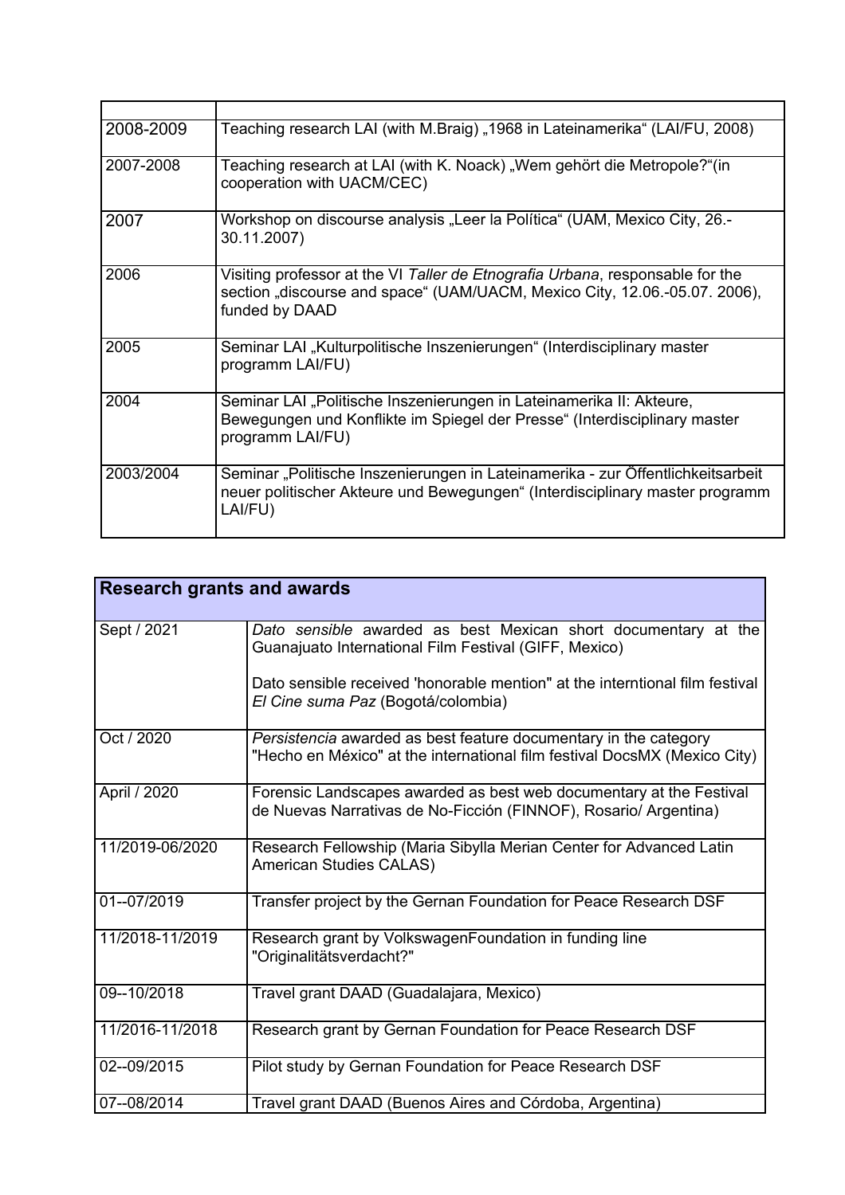| | |
|---|---|
| 2008-2009 | Teaching research LAI (with M.Braig) „1968 in Lateinamerika“ (LAI/FU, 2008) |
| 2007-2008 | Teaching research at LAI (with K. Noack) „Wem gehört die Metropole?“(in cooperation with UACM/CEC) |
| 2007 | Workshop on discourse analysis „Leer la Política“ (UAM, Mexico City, 26.-30.11.2007) |
| 2006 | Visiting professor at the VI *Taller de Etnografia Urbana*, responsable for the section „discourse and space“ (UAM/UACM, Mexico City, 12.06.-05.07. 2006), funded by DAAD |
| 2005 | Seminar LAI „Kulturpolitische Inszenierungen“ (Interdisciplinary master programm LAI/FU) |
| 2004 | Seminar LAI „Politische Inszenierungen in Lateinamerika II: Akteure, Bewegungen und Konflikte im Spiegel der Presse“ (Interdisciplinary master programm LAI/FU) |
| 2003/2004 | Seminar „Politische Inszenierungen in Lateinamerika - zur Öffentlichkeitsarbeit neuer politischer Akteure und Bewegungen“ (Interdisciplinary master programm LAI/FU) |

| **Research grants and awards** | |
|---|---|
| Sept / 2021 | *Dato sensible* awarded as best Mexican short documentary at the Guanajuato International Film Festival (GIFF, Mexico)<br><br>Dato sensible received 'honorable mention" at the interntional film festival *El Cine suma Paz* (Bogotá/colombia) |
| Oct / 2020 | *Persistencia* awarded as best feature documentary in the category "Hecho en México" at the international film festival DocsMX (Mexico City) |
| April / 2020 | Forensic Landscapes awarded as best web documentary at the Festival de Nuevas Narrativas de No-Ficción (FINNOF), Rosario/ Argentina) |
| 11/2019-06/2020 | Research Fellowship (Maria Sibylla Merian Center for Advanced Latin American Studies CALAS) |
| 01--07/2019 | Transfer project by the Gernan Foundation for Peace Research DSF |
| 11/2018-11/2019 | Research grant by VolkswagenFoundation in funding line "Originalitätsverdacht?" |
| 09--10/2018 | Travel grant DAAD (Guadalajara, Mexico) |
| 11/2016-11/2018 | Research grant by Gernan Foundation for Peace Research DSF |
| 02--09/2015 | Pilot study by Gernan Foundation for Peace Research DSF |
| 07--08/2014 | Travel grant DAAD (Buenos Aires and Córdoba, Argentina) |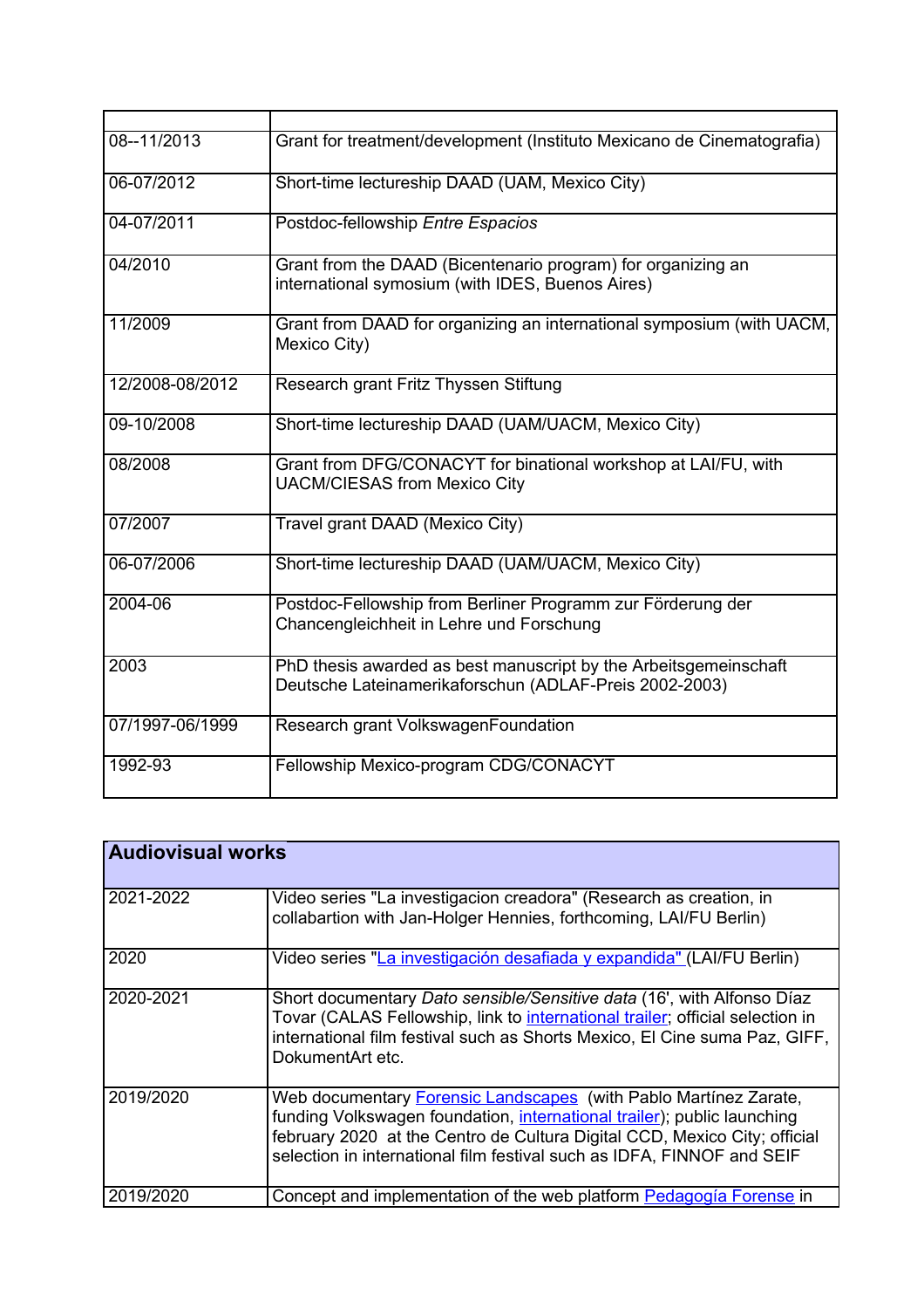| | |
|---|---|
| 08--11/2013 | Grant for treatment/development (Instituto Mexicano de Cinematografia) |
| 06-07/2012 | Short-time lectureship DAAD (UAM, Mexico City) |
| 04-07/2011 | Postdoc-fellowship *Entre Espacios* |
| 04/2010 | Grant from the DAAD (Bicentenario program) for organizing an international symosium (with IDES, Buenos Aires) |
| 11/2009 | Grant from DAAD for organizing an international symposium (with UACM, Mexico City) |
| 12/2008-08/2012 | Research grant Fritz Thyssen Stiftung |
| 09-10/2008 | Short-time lectureship DAAD (UAM/UACM, Mexico City) |
| 08/2008 | Grant from DFG/CONACYT for binational workshop at LAI/FU, with UACM/CIESAS from Mexico City |
| 07/2007 | Travel grant DAAD (Mexico City) |
| 06-07/2006 | Short-time lectureship DAAD (UAM/UACM, Mexico City) |
| 2004-06 | Postdoc-Fellowship from Berliner Programm zur Förderung der Chancengleichheit in Lehre und Forschung |
| 2003 | PhD thesis awarded as best manuscript by the Arbeitsgemeinschaft Deutsche Lateinamerikaforschun (ADLAF-Preis 2002-2003) |
| 07/1997-06/1999 | Research grant VolkswagenFoundation |
| 1992-93 | Fellowship Mexico-program CDG/CONACYT |

| **Audiovisual works** | |
|---|---|
| 2021-2022 | Video series "La investigacion creadora" (Research as creation, in collabartion with Jan-Holger Hennies, forthcoming, LAI/FU Berlin) |
| 2020 | Video series "La investigación desafiada y expandida" (LAI/FU Berlin) |
| 2020-2021 | Short documentary *Dato sensible/Sensitive data* (16', with Alfonso Díaz Tovar (CALAS Fellowship, link to international trailer; official selection in international film festival such as Shorts Mexico, El Cine suma Paz, GIFF, DokumentArt etc. |
| 2019/2020 | Web documentary Forensic Landscapes (with Pablo Martínez Zarate, funding Volkswagen foundation, international trailer); public launching february 2020 at the Centro de Cultura Digital CCD, Mexico City; official selection in international film festival such as IDFA, FINNOF and SEIF |
| 2019/2020 | Concept and implementation of the web platform Pedagogía Forense in |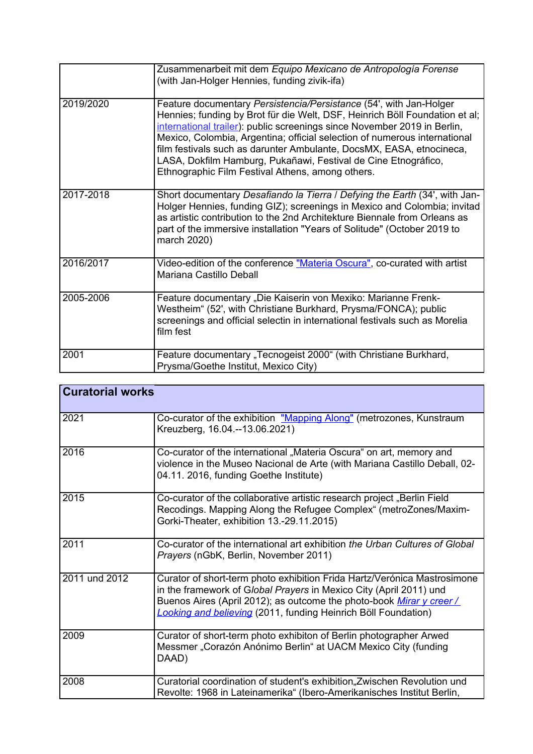| | |
|---|---|
| | Zusammenarbeit mit dem *Equipo Mexicano de Antropología Forense* (with Jan-Holger Hennies, funding zivik-ifa) |
| 2019/2020 | Feature documentary *Persistencia/Persistance* (54', with Jan-Holger Hennies; funding by Brot für die Welt, DSF, Heinrich Böll Foundation et al; [international trailer]): public screenings since November 2019 in Berlin, Mexico, Colombia, Argentina; official selection of numerous international film festivals such as darunter Ambulante, DocsMX, EASA, etnocineca, LASA, Dokfilm Hamburg, Pukañawi, Festival de Cine Etnográfico, Ethnographic Film Festival Athens, among others. |
| 2017-2018 | Short documentary *Desafiando la Tierra* / *Defying the Earth* (34', with Jan-Holger Hennies, funding GIZ); screenings in Mexico and Colombia; invitad as artistic contribution to the 2nd Architekture Biennale from Orleans as part of the immersive installation "Years of Solitude" (October 2019 to march 2020) |
| 2016/2017 | Video-edition of the conference ["Materia Oscura"], co-curated with artist Mariana Castillo Deball |
| 2005-2006 | Feature documentary „Die Kaiserin von Mexiko: Marianne Frenk-Westheim“ (52', with Christiane Burkhard, Prysma/FONCA); public screenings and official selectin in international festivals such as Morelia film fest |
| 2001 | Feature documentary „Tecnogeist 2000“ (with Christiane Burkhard, Prysma/Goethe Institut, Mexico City) |

| **Curatorial works** | |
|---|---|
| 2021 | Co-curator of the exhibition ["Mapping Along"] (metrozones, Kunstraum Kreuzberg, 16.04.--13.06.2021) |
| 2016 | Co-curator of the international „Materia Oscura“ on art, memory and violence in the Museo Nacional de Arte (with Mariana Castillo Deball, 02-04.11. 2016, funding Goethe Institute) |
| 2015 | Co-curator of the collaborative artistic research project „Berlin Field Recodings. Mapping Along the Refugee Complex“ (metroZones/Maxim-Gorki-Theater, exhibition 13.-29.11.2015) |
| 2011 | Co-curator of the international art exhibition *the Urban Cultures of Global Prayers* (nGbK, Berlin, November 2011) |
| 2011 und 2012 | Curator of short-term photo exhibition Frida Hartz/Verónica Mastrosimone in the framework of G*lobal Prayers* in Mexico City (April 2011) und Buenos Aires (April 2012); as outcome the photo-book [*Mirar y creer / Looking and believing*] (2011, funding Heinrich Böll Foundation) |
| 2009 | Curator of short-term photo exhibiton of Berlin photographer Arwed Messmer „Corazón Anónimo Berlin“ at UACM Mexico City (funding DAAD) |
| 2008 | Curatorial coordination of student's exhibition„Zwischen Revolution und Revolte: 1968 in Lateinamerika“ (Ibero-Amerikanisches Institut Berlin, |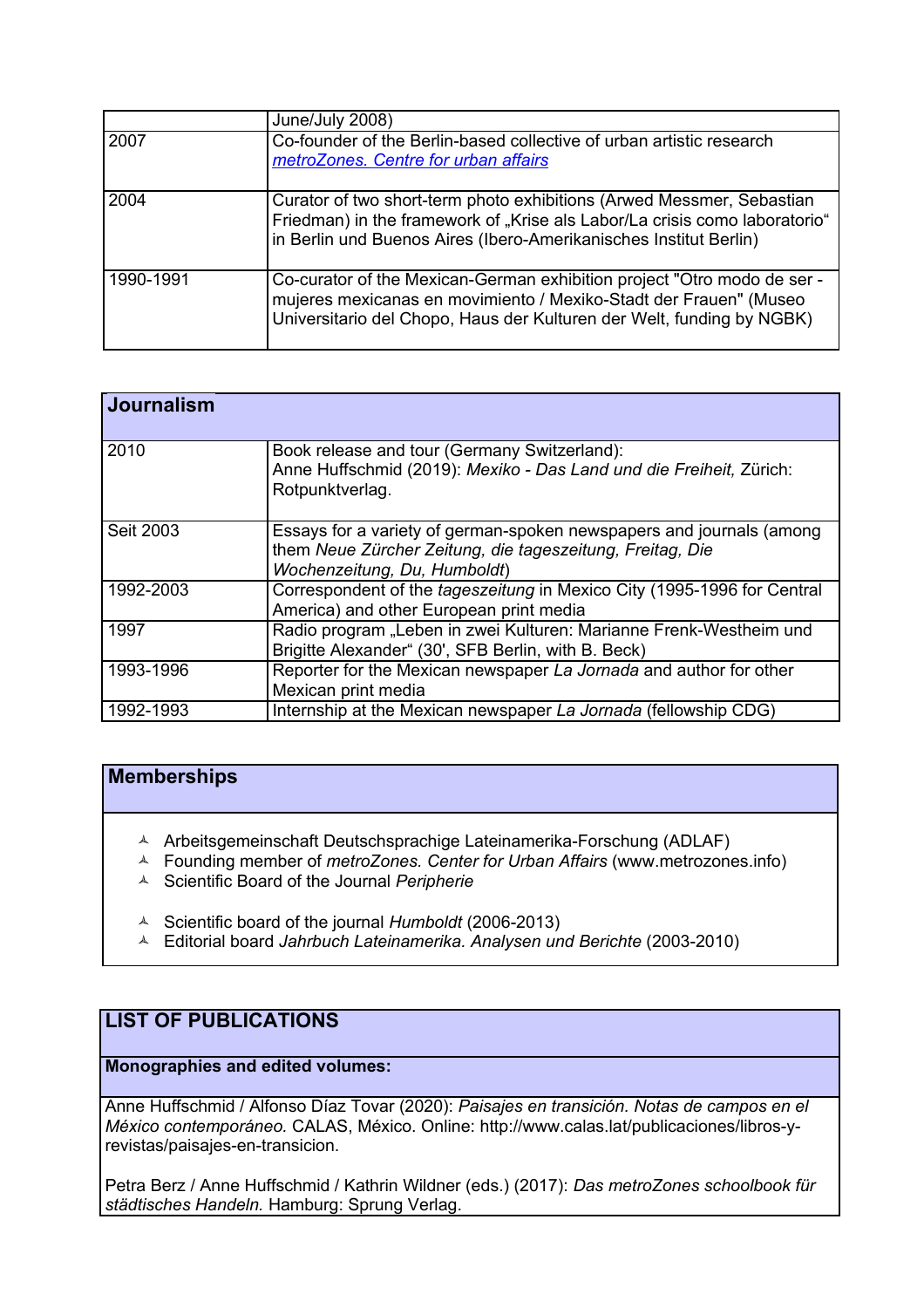| | |
|---|---|
| | June/July 2008) |
| 2007 | Co-founder of the Berlin-based collective of urban artistic research *metroZones. Centre for urban affairs* |
| 2004 | Curator of two short-term photo exhibitions (Arwed Messmer, Sebastian Friedman) in the framework of „Krise als Labor/La crisis como laboratorio“ in Berlin und Buenos Aires (Ibero-Amerikanisches Institut Berlin) |
| 1990-1991 | Co-curator of the Mexican-German exhibition project "Otro modo de ser - mujeres mexicanas en movimiento / Mexiko-Stadt der Frauen" (Museo Universitario del Chopo, Haus der Kulturen der Welt, funding by NGBK) |

## Journalism

| | |
|---|---|
| 2010 | Book release and tour (Germany Switzerland): Anne Huffschmid (2019): *Mexiko - Das Land und die Freiheit,* Zürich: Rotpunktverlag. |
| Seit 2003 | Essays for a variety of german-spoken newspapers and journals (among them *Neue Zürcher Zeitung, die tageszeitung, Freitag, Die Wochenzeitung, Du, Humboldt*) |
| 1992-2003 | Correspondent of the *tageszeitung* in Mexico City (1995-1996 for Central America) and other European print media |
| 1997 | Radio program „Leben in zwei Kulturen: Marianne Frenk-Westheim und Brigitte Alexander“ (30', SFB Berlin, with B. Beck) |
| 1993-1996 | Reporter for the Mexican newspaper *La Jornada* and author for other Mexican print media |
| 1992-1993 | Internship at the Mexican newspaper *La Jornada* (fellowship CDG) |

## Memberships

- Arbeitsgemeinschaft Deutschsprachige Lateinamerika-Forschung (ADLAF)
- Founding member of *metroZones. Center for Urban Affairs* (www.metrozones.info)
- Scientific Board of the Journal *Peripherie*
- Scientific board of the journal *Humboldt* (2006-2013)
- Editorial board *Jahrbuch Lateinamerika. Analysen und Berichte* (2003-2010)

# LIST OF PUBLICATIONS

**Monographies and edited volumes:**

Anne Huffschmid / Alfonso Díaz Tovar (2020): *Paisajes en transición. Notas de campos en el México contemporáneo.* CALAS, México. Online: http://www.calas.lat/publicaciones/libros-y-revistas/paisajes-en-transicion.

Petra Berz / Anne Huffschmid / Kathrin Wildner (eds.) (2017): *Das metroZones schoolbook für städtisches Handeln.* Hamburg: Sprung Verlag.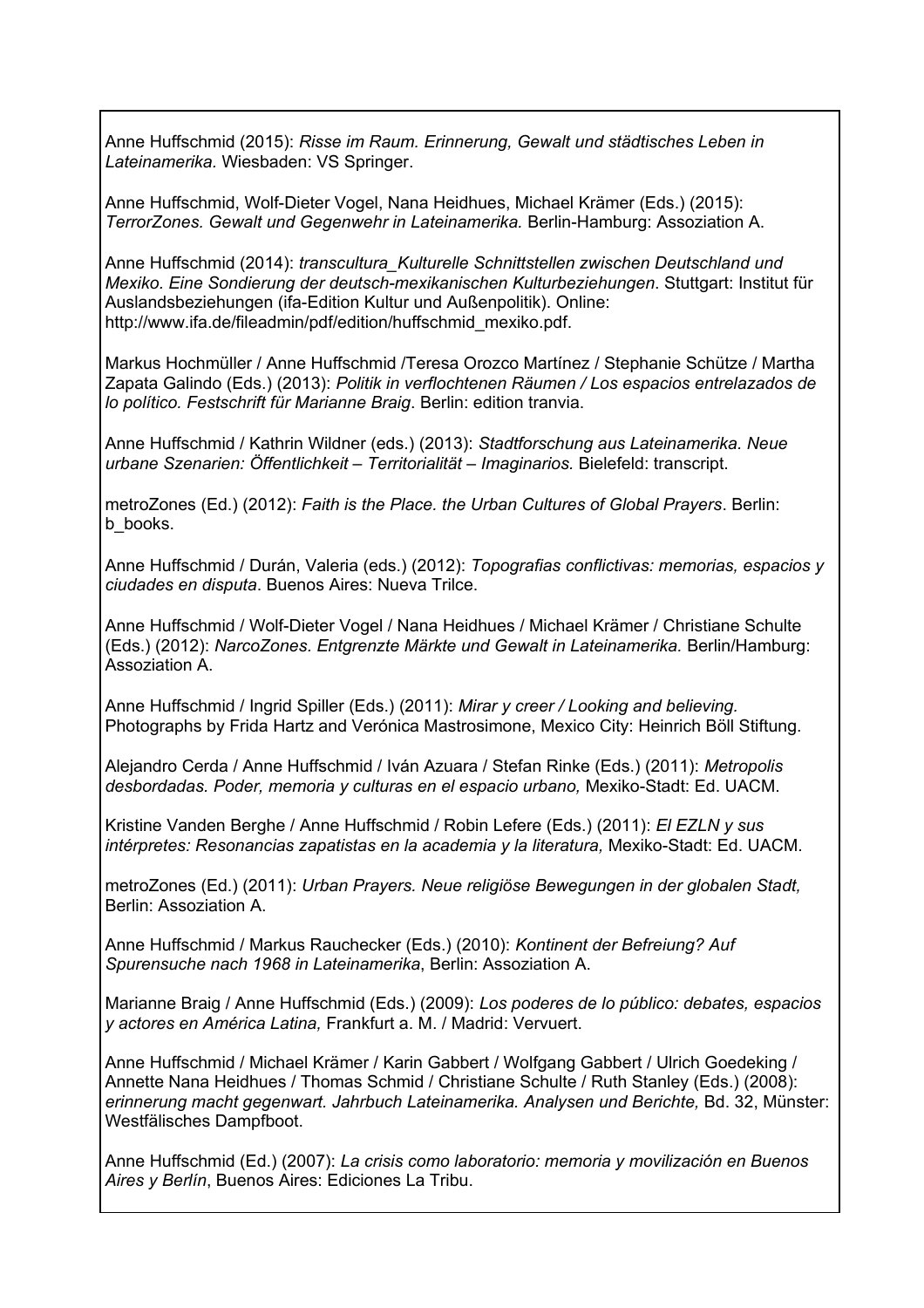Anne Huffschmid (2015): *Risse im Raum. Erinnerung, Gewalt und städtisches Leben in Lateinamerika.* Wiesbaden: VS Springer.

Anne Huffschmid, Wolf-Dieter Vogel, Nana Heidhues, Michael Krämer (Eds.) (2015): *TerrorZones. Gewalt und Gegenwehr in Lateinamerika.* Berlin-Hamburg: Assoziation A.

Anne Huffschmid (2014): *transcultura_Kulturelle Schnittstellen zwischen Deutschland und Mexiko. Eine Sondierung der deutsch-mexikanischen Kulturbeziehungen*. Stuttgart: Institut für Auslandsbeziehungen (ifa-Edition Kultur und Außenpolitik). Online: http://www.ifa.de/fileadmin/pdf/edition/huffschmid_mexiko.pdf.

Markus Hochmüller / Anne Huffschmid /Teresa Orozco Martínez / Stephanie Schütze / Martha Zapata Galindo (Eds.) (2013): *Politik in verflochtenen Räumen / Los espacios entrelazados de lo político. Festschrift für Marianne Braig*. Berlin: edition tranvia.

Anne Huffschmid / Kathrin Wildner (eds.) (2013): *Stadtforschung aus Lateinamerika. Neue urbane Szenarien: Öffentlichkeit – Territorialität – Imaginarios.* Bielefeld: transcript.

metroZones (Ed.) (2012): *Faith is the Place. the Urban Cultures of Global Prayers*. Berlin: b_books.

Anne Huffschmid / Durán, Valeria (eds.) (2012): *Topografias conflictivas: memorias, espacios y ciudades en disputa*. Buenos Aires: Nueva Trilce.

Anne Huffschmid / Wolf-Dieter Vogel / Nana Heidhues / Michael Krämer / Christiane Schulte (Eds.) (2012): *NarcoZones. Entgrenzte Märkte und Gewalt in Lateinamerika.* Berlin/Hamburg: Assoziation A.

Anne Huffschmid / Ingrid Spiller (Eds.) (2011): *Mirar y creer / Looking and believing.* Photographs by Frida Hartz and Verónica Mastrosimone, Mexico City: Heinrich Böll Stiftung.

Alejandro Cerda / Anne Huffschmid / Iván Azuara / Stefan Rinke (Eds.) (2011): *Metropolis desbordadas. Poder, memoria y culturas en el espacio urbano,* Mexiko-Stadt: Ed. UACM.

Kristine Vanden Berghe / Anne Huffschmid / Robin Lefere (Eds.) (2011): *El EZLN y sus intérpretes: Resonancias zapatistas en la academia y la literatura,* Mexiko-Stadt: Ed. UACM.

metroZones (Ed.) (2011): *Urban Prayers. Neue religiöse Bewegungen in der globalen Stadt,* Berlin: Assoziation A.

Anne Huffschmid / Markus Rauchecker (Eds.) (2010): *Kontinent der Befreiung? Auf Spurensuche nach 1968 in Lateinamerika*, Berlin: Assoziation A.

Marianne Braig / Anne Huffschmid (Eds.) (2009): *Los poderes de lo público: debates, espacios y actores en América Latina,* Frankfurt a. M. / Madrid: Vervuert.

Anne Huffschmid / Michael Krämer / Karin Gabbert / Wolfgang Gabbert / Ulrich Goedeking / Annette Nana Heidhues / Thomas Schmid / Christiane Schulte / Ruth Stanley (Eds.) (2008): *erinnerung macht gegenwart. Jahrbuch Lateinamerika. Analysen und Berichte,* Bd. 32, Münster: Westfälisches Dampfboot.

Anne Huffschmid (Ed.) (2007): *La crisis como laboratorio: memoria y movilización en Buenos Aires y Berlín*, Buenos Aires: Ediciones La Tribu.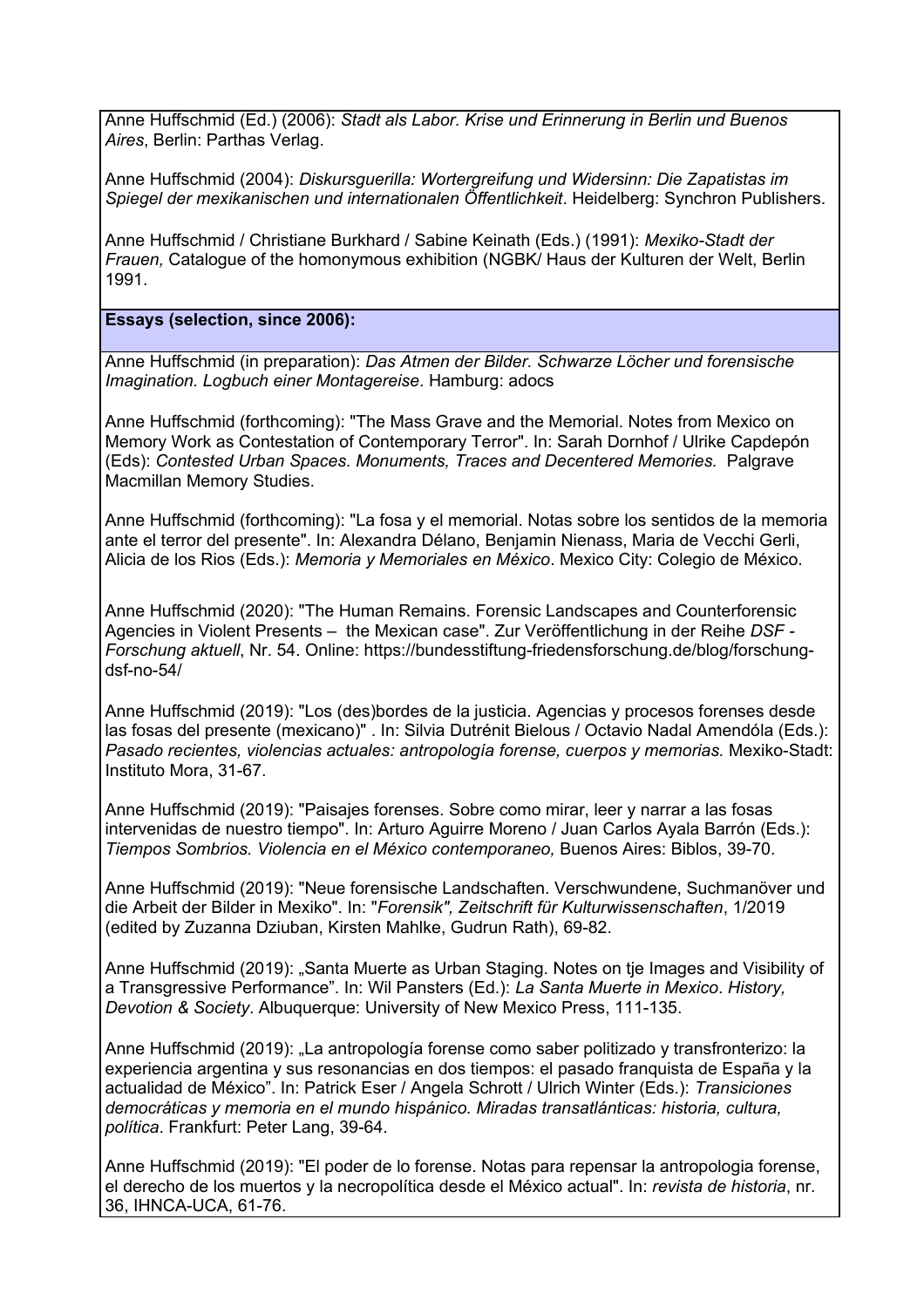Anne Huffschmid (Ed.) (2006): *Stadt als Labor. Krise und Erinnerung in Berlin und Buenos Aires*, Berlin: Parthas Verlag.

Anne Huffschmid (2004): *Diskursguerilla: Wortergreifung und Widersinn: Die Zapatistas im Spiegel der mexikanischen und internationalen Öffentlichkeit*. Heidelberg: Synchron Publishers.

Anne Huffschmid / Christiane Burkhard / Sabine Keinath (Eds.) (1991): *Mexiko-Stadt der Frauen,* Catalogue of the homonymous exhibition (NGBK/ Haus der Kulturen der Welt, Berlin 1991.

**Essays (selection, since 2006):**

Anne Huffschmid (in preparation): *Das Atmen der Bilder. Schwarze Löcher und forensische Imagination. Logbuch einer Montagereise*. Hamburg: adocs

Anne Huffschmid (forthcoming): "The Mass Grave and the Memorial. Notes from Mexico on Memory Work as Contestation of Contemporary Terror". In: Sarah Dornhof / Ulrike Capdepón (Eds): *Contested Urban Spaces. Monuments, Traces and Decentered Memories.* Palgrave Macmillan Memory Studies.

Anne Huffschmid (forthcoming): "La fosa y el memorial. Notas sobre los sentidos de la memoria ante el terror del presente". In: Alexandra Délano, Benjamin Nienass, Maria de Vecchi Gerli, Alicia de los Rios (Eds.): *Memoria y Memoriales en México*. Mexico City: Colegio de México.

Anne Huffschmid (2020): "The Human Remains. Forensic Landscapes and Counterforensic Agencies in Violent Presents – the Mexican case". Zur Veröffentlichung in der Reihe *DSF - Forschung aktuell*, Nr. 54. Online: https://bundesstiftung-friedensforschung.de/blog/forschung-dsf-no-54/

Anne Huffschmid (2019): "Los (des)bordes de la justicia. Agencias y procesos forenses desde las fosas del presente (mexicano)" . In: Silvia Dutrénit Bielous / Octavio Nadal Amendóla (Eds.): *Pasado recientes, violencias actuales: antropología forense, cuerpos y memorias.* Mexiko-Stadt: Instituto Mora, 31-67.

Anne Huffschmid (2019): "Paisajes forenses. Sobre como mirar, leer y narrar a las fosas intervenidas de nuestro tiempo". In: Arturo Aguirre Moreno / Juan Carlos Ayala Barrón (Eds.): *Tiempos Sombrios. Violencia en el México contemporaneo,* Buenos Aires: Biblos, 39-70.

Anne Huffschmid (2019): "Neue forensische Landschaften. Verschwundene, Suchmanöver und die Arbeit der Bilder in Mexiko". In: "*Forensik", Zeitschrift für Kulturwissenschaften*, 1/2019 (edited by Zuzanna Dziuban, Kirsten Mahlke, Gudrun Rath), 69-82.

Anne Huffschmid (2019): „Santa Muerte as Urban Staging. Notes on tje Images and Visibility of a Transgressive Performance". In: Wil Pansters (Ed.): *La Santa Muerte in Mexico. History, Devotion & Society*. Albuquerque: University of New Mexico Press, 111-135.

Anne Huffschmid (2019): „La antropología forense como saber politizado y transfronterizo: la experiencia argentina y sus resonancias en dos tiempos: el pasado franquista de España y la actualidad de México". In: Patrick Eser / Angela Schrott / Ulrich Winter (Eds.): *Transiciones democráticas y memoria en el mundo hispánico. Miradas transatlánticas: historia, cultura, política*. Frankfurt: Peter Lang, 39-64.

Anne Huffschmid (2019): "El poder de lo forense. Notas para repensar la antropologia forense, el derecho de los muertos y la necropolítica desde el México actual". In: *revista de historia*, nr. 36, IHNCA-UCA, 61-76.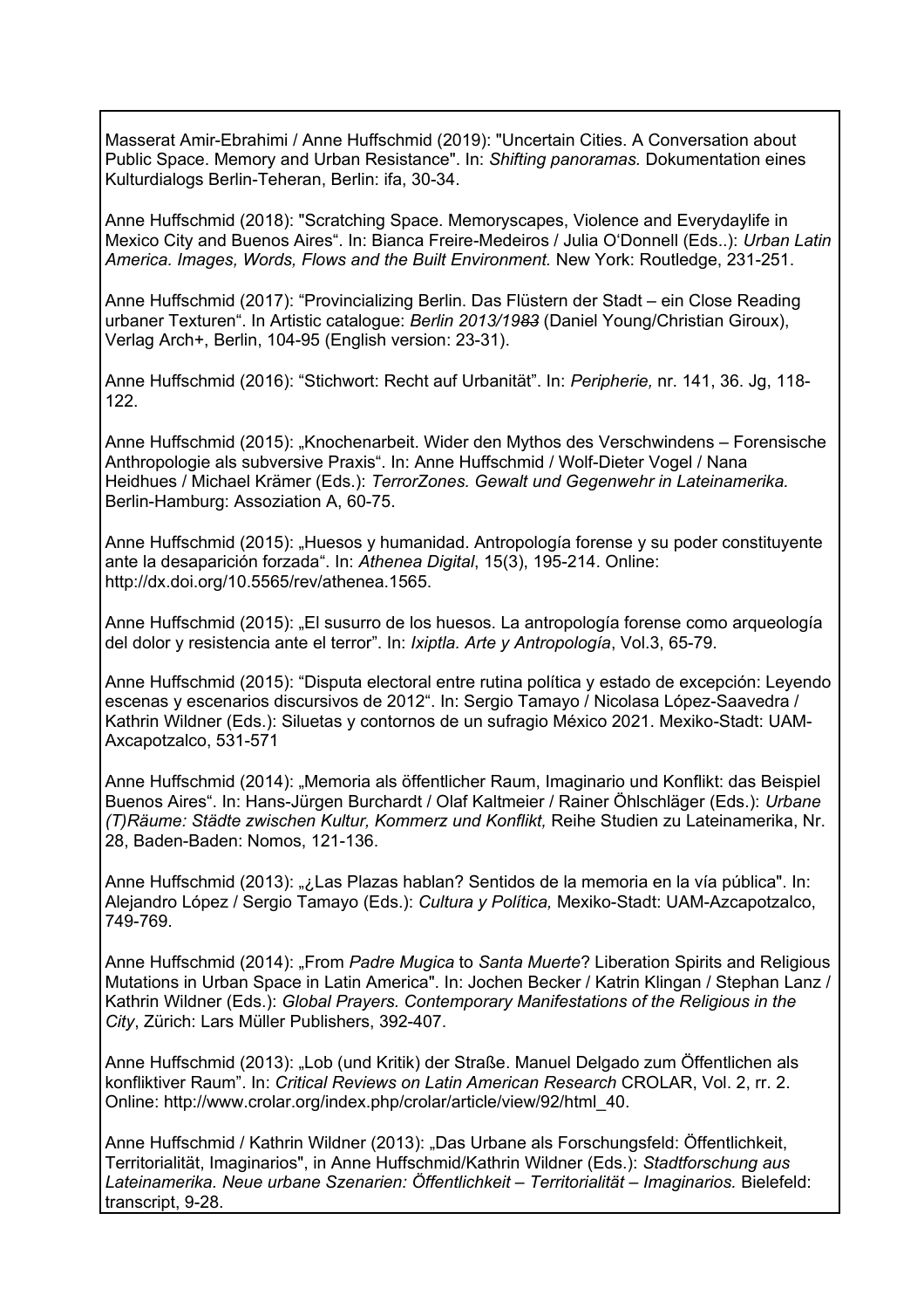Masserat Amir-Ebrahimi / Anne Huffschmid (2019): "Uncertain Cities. A Conversation about Public Space. Memory and Urban Resistance". In: *Shifting panoramas.* Dokumentation eines Kulturdialogs Berlin-Teheran, Berlin: ifa, 30-34.

Anne Huffschmid (2018): "Scratching Space. Memoryscapes, Violence and Everydaylife in Mexico City and Buenos Aires“. In: Bianca Freire-Medeiros / Julia O'Donnell (Eds..): *Urban Latin America. Images, Words, Flows and the Built Environment.* New York: Routledge, 231-251.

Anne Huffschmid (2017): “Provincializing Berlin. Das Flüstern der Stadt – ein Close Reading urbaner Texturen“. In Artistic catalogue: *Berlin 2013/1983* (Daniel Young/Christian Giroux), Verlag Arch+, Berlin, 104-95 (English version: 23-31).

Anne Huffschmid (2016): “Stichwort: Recht auf Urbanität”. In: *Peripherie,* nr. 141, 36. Jg, 118-122.

Anne Huffschmid (2015): „Knochenarbeit. Wider den Mythos des Verschwindens – Forensische Anthropologie als subversive Praxis“. In: Anne Huffschmid / Wolf-Dieter Vogel / Nana Heidhues / Michael Krämer (Eds.): *TerrorZones. Gewalt und Gegenwehr in Lateinamerika.* Berlin-Hamburg: Assoziation A, 60-75.

Anne Huffschmid (2015): „Huesos y humanidad. Antropología forense y su poder constituyente ante la desaparición forzada“. In: *Athenea Digital*, 15(3), 195-214. Online: http://dx.doi.org/10.5565/rev/athenea.1565.

Anne Huffschmid (2015): „El susurro de los huesos. La antropología forense como arqueología del dolor y resistencia ante el terror”. In: *Ixiptla. Arte y Antropología*, Vol.3, 65-79.

Anne Huffschmid (2015): “Disputa electoral entre rutina política y estado de excepción: Leyendo escenas y escenarios discursivos de 2012“. In: Sergio Tamayo / Nicolasa López-Saavedra / Kathrin Wildner (Eds.): Siluetas y contornos de un sufragio México 2021. Mexiko-Stadt: UAM-Axcapotzalco, 531-571

Anne Huffschmid (2014): „Memoria als öffentlicher Raum, Imaginario und Konflikt: das Beispiel Buenos Aires“. In: Hans-Jürgen Burchardt / Olaf Kaltmeier / Rainer Öhlschläger (Eds.): *Urbane (T)Räume: Städte zwischen Kultur, Kommerz und Konflikt,* Reihe Studien zu Lateinamerika, Nr. 28, Baden-Baden: Nomos, 121-136.

Anne Huffschmid (2013): „¿Las Plazas hablan? Sentidos de la memoria en la vía pública". In: Alejandro López / Sergio Tamayo (Eds.): *Cultura y Política,* Mexiko-Stadt: UAM-Azcapotzalco, 749-769.

Anne Huffschmid (2014): „From *Padre Mugica* to *Santa Muerte*? Liberation Spirits and Religious Mutations in Urban Space in Latin America". In: Jochen Becker / Katrin Klingan / Stephan Lanz / Kathrin Wildner (Eds.): *Global Prayers. Contemporary Manifestations of the Religious in the City*, Zürich: Lars Müller Publishers, 392-407.

Anne Huffschmid (2013): „Lob (und Kritik) der Straße. Manuel Delgado zum Öffentlichen als konfliktiver Raum”. In: *Critical Reviews on Latin American Research* CROLAR, Vol. 2, rr. 2. Online: http://www.crolar.org/index.php/crolar/article/view/92/html_40.

Anne Huffschmid / Kathrin Wildner (2013): „Das Urbane als Forschungsfeld: Öffentlichkeit, Territorialität, Imaginarios", in Anne Huffschmid/Kathrin Wildner (Eds.): *Stadtforschung aus Lateinamerika. Neue urbane Szenarien: Öffentlichkeit – Territorialität – Imaginarios.* Bielefeld: transcript, 9-28.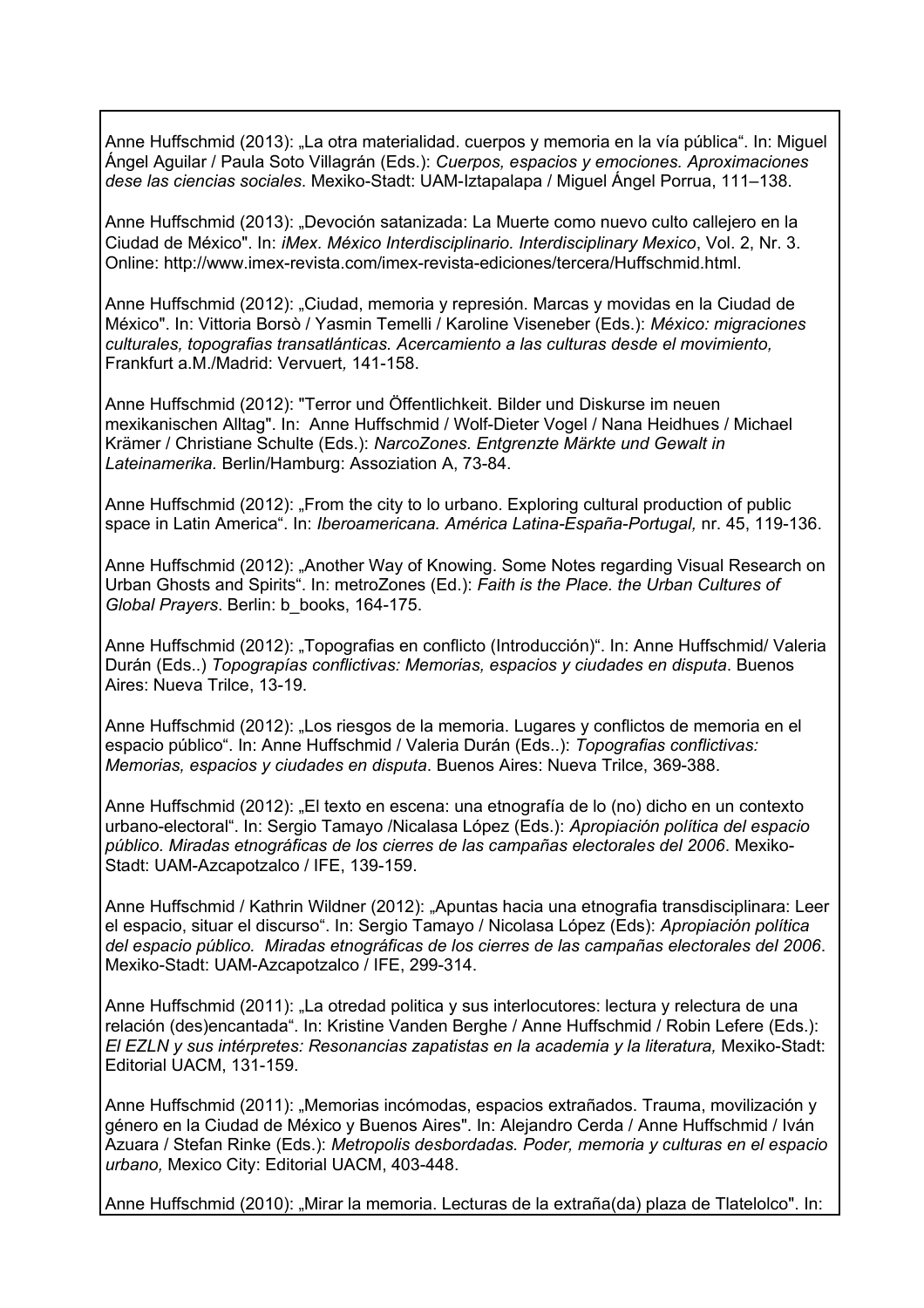Anne Huffschmid (2013): „La otra materialidad. cuerpos y memoria en la vía pública“. In: Miguel Ángel Aguilar / Paula Soto Villagrán (Eds.): *Cuerpos, espacios y emociones. Aproximaciones dese las ciencias sociales*. Mexiko-Stadt: UAM-Iztapalapa / Miguel Ángel Porrua, 111–138.

Anne Huffschmid (2013): „Devoción satanizada: La Muerte como nuevo culto callejero en la Ciudad de México". In: *iMex. México Interdisciplinario. Interdisciplinary Mexico*, Vol. 2, Nr. 3. Online: http://www.imex-revista.com/imex-revista-ediciones/tercera/Huffschmid.html.

Anne Huffschmid (2012): „Ciudad, memoria y represión. Marcas y movidas en la Ciudad de México". In: Vittoria Borsò / Yasmin Temelli / Karoline Viseneber (Eds.): *México: migraciones culturales, topografias transatlánticas. Acercamiento a las culturas desde el movimiento,* Frankfurt a.M./Madrid: Vervuert*,* 141-158.

Anne Huffschmid (2012): "Terror und Öffentlichkeit. Bilder und Diskurse im neuen mexikanischen Alltag". In: Anne Huffschmid / Wolf-Dieter Vogel / Nana Heidhues / Michael Krämer / Christiane Schulte (Eds.): *NarcoZones. Entgrenzte Märkte und Gewalt in Lateinamerika.* Berlin/Hamburg: Assoziation A, 73-84.

Anne Huffschmid (2012): „From the city to lo urbano. Exploring cultural production of public space in Latin America“. In: *Iberoamericana. América Latina-España-Portugal,* nr. 45, 119-136.

Anne Huffschmid (2012): „Another Way of Knowing. Some Notes regarding Visual Research on Urban Ghosts and Spirits“. In: metroZones (Ed.): *Faith is the Place. the Urban Cultures of Global Prayers*. Berlin: b_books, 164-175.

Anne Huffschmid (2012): „Topografias en conflicto (Introducción)“. In: Anne Huffschmid/ Valeria Durán (Eds..) *Topograpías conflictivas: Memorias, espacios y ciudades en disputa*. Buenos Aires: Nueva Trilce, 13-19.

Anne Huffschmid (2012): „Los riesgos de la memoria. Lugares y conflictos de memoria en el espacio público“. In: Anne Huffschmid / Valeria Durán (Eds..): *Topografias conflictivas: Memorias, espacios y ciudades en disputa*. Buenos Aires: Nueva Trilce, 369-388.

Anne Huffschmid (2012): „El texto en escena: una etnografía de lo (no) dicho en un contexto urbano-electoral“. In: Sergio Tamayo /Nicalasa López (Eds.): *Apropiación política del espacio público. Miradas etnográficas de los cierres de las campañas electorales del 2006*. Mexiko-Stadt: UAM-Azcapotzalco / IFE, 139-159.

Anne Huffschmid / Kathrin Wildner (2012): „Apuntas hacia una etnografia transdisciplinara: Leer el espacio, situar el discurso“. In: Sergio Tamayo / Nicolasa López (Eds): *Apropiación política del espacio público. Miradas etnográficas de los cierres de las campañas electorales del 2006*. Mexiko-Stadt: UAM-Azcapotzalco / IFE, 299-314.

Anne Huffschmid (2011): „La otredad politica y sus interlocutores: lectura y relectura de una relación (des)encantada“. In: Kristine Vanden Berghe / Anne Huffschmid / Robin Lefere (Eds.): *El EZLN y sus intérpretes: Resonancias zapatistas en la academia y la literatura,* Mexiko-Stadt: Editorial UACM, 131-159.

Anne Huffschmid (2011): „Memorias incómodas, espacios extrañados. Trauma, movilización y género en la Ciudad de México y Buenos Aires". In: Alejandro Cerda / Anne Huffschmid / Iván Azuara / Stefan Rinke (Eds.): *Metropolis desbordadas. Poder, memoria y culturas en el espacio urbano,* Mexico City: Editorial UACM, 403-448.

Anne Huffschmid (2010): „Mirar la memoria. Lecturas de la extraña(da) plaza de Tlatelolco". In: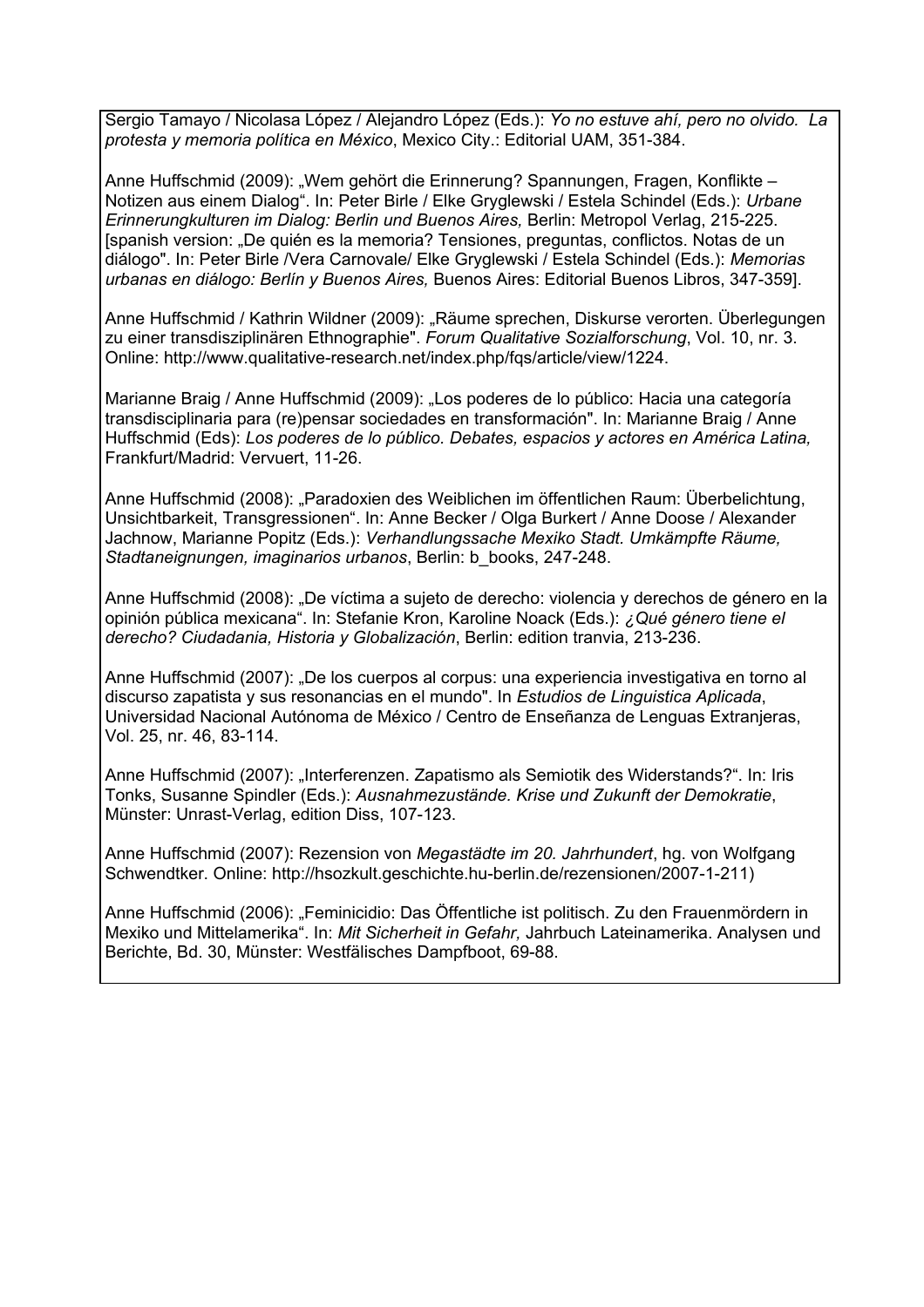Sergio Tamayo / Nicolasa López / Alejandro López (Eds.): *Yo no estuve ahí, pero no olvido. La protesta y memoria política en México*, Mexico City.: Editorial UAM, 351-384.

Anne Huffschmid (2009): „Wem gehört die Erinnerung? Spannungen, Fragen, Konflikte – Notizen aus einem Dialog". In: Peter Birle / Elke Gryglewski / Estela Schindel (Eds.): *Urbane Erinnerungkulturen im Dialog: Berlin und Buenos Aires,* Berlin: Metropol Verlag, 215-225. [spanish version: „De quién es la memoria? Tensiones, preguntas, conflictos. Notas de un diálogo". In: Peter Birle /Vera Carnovale/ Elke Gryglewski / Estela Schindel (Eds.): *Memorias urbanas en diálogo: Berlín y Buenos Aires,* Buenos Aires: Editorial Buenos Libros, 347-359].

Anne Huffschmid / Kathrin Wildner (2009): „Räume sprechen, Diskurse verorten. Überlegungen zu einer transdisziplinären Ethnographie". *Forum Qualitative Sozialforschung*, Vol. 10, nr. 3. Online: http://www.qualitative-research.net/index.php/fqs/article/view/1224.

Marianne Braig / Anne Huffschmid (2009): „Los poderes de lo público: Hacia una categoría transdisciplinaria para (re)pensar sociedades en transformación". In: Marianne Braig / Anne Huffschmid (Eds): *Los poderes de lo público. Debates, espacios y actores en América Latina,* Frankfurt/Madrid: Vervuert, 11-26.

Anne Huffschmid (2008): „Paradoxien des Weiblichen im öffentlichen Raum: Überbelichtung, Unsichtbarkeit, Transgressionen". In: Anne Becker / Olga Burkert / Anne Doose / Alexander Jachnow, Marianne Popitz (Eds.): *Verhandlungssache Mexiko Stadt. Umkämpfte Räume, Stadtaneignungen, imaginarios urbanos*, Berlin: b_books, 247-248.

Anne Huffschmid (2008): „De víctima a sujeto de derecho: violencia y derechos de género en la opinión pública mexicana". In: Stefanie Kron, Karoline Noack (Eds.): *¿Qué género tiene el derecho? Ciudadania, Historia y Globalización*, Berlin: edition tranvia, 213-236.

Anne Huffschmid (2007): „De los cuerpos al corpus: una experiencia investigativa en torno al discurso zapatista y sus resonancias en el mundo". In *Estudios de Linguistica Aplicada*, Universidad Nacional Autónoma de México / Centro de Enseñanza de Lenguas Extranjeras, Vol. 25, nr. 46, 83-114.

Anne Huffschmid (2007): „Interferenzen. Zapatismo als Semiotik des Widerstands?". In: Iris Tonks, Susanne Spindler (Eds.): *Ausnahmezustände. Krise und Zukunft der Demokratie*, Münster: Unrast-Verlag, edition Diss, 107-123.

Anne Huffschmid (2007): Rezension von *Megastädte im 20. Jahrhundert*, hg. von Wolfgang Schwendtker. Online: http://hsozkult.geschichte.hu-berlin.de/rezensionen/2007-1-211)

Anne Huffschmid (2006): „Feminicidio: Das Öffentliche ist politisch. Zu den Frauenmördern in Mexiko und Mittelamerika". In: *Mit Sicherheit in Gefahr,* Jahrbuch Lateinamerika. Analysen und Berichte, Bd. 30, Münster: Westfälisches Dampfboot, 69-88.